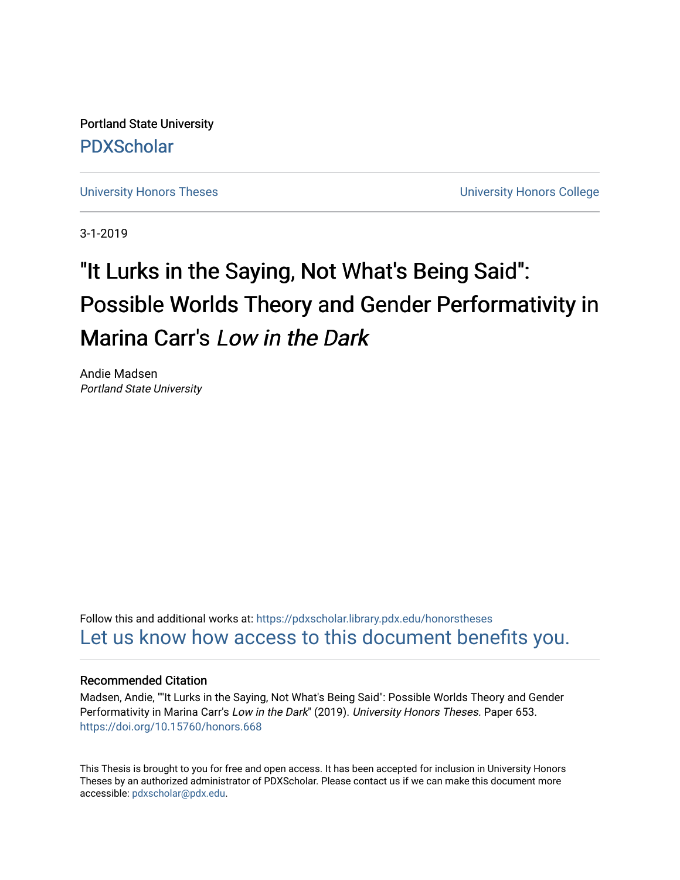Portland State University

PDXScholar

University Honors Theses

University Honors College

3-1-2019

# "It Lurks in the Saying, Not What's Being Said": Possible Worlds Theory and Gender Performativity in Marina Carr's *Low in the Dark*

Andie Madsen
*Portland State University*

Follow this and additional works at: https://pdxscholar.library.pdx.edu/honorstheses

Let us know how access to this document benefits you.

### Recommended Citation

Madsen, Andie, ""It Lurks in the Saying, Not What's Being Said": Possible Worlds Theory and Gender Performativity in Marina Carr's *Low in the Dark*" (2019). *University Honors Theses*. Paper 653.
https://doi.org/10.15760/honors.668

This Thesis is brought to you for free and open access. It has been accepted for inclusion in University Honors Theses by an authorized administrator of PDXScholar. Please contact us if we can make this document more accessible: pdxscholar@pdx.edu.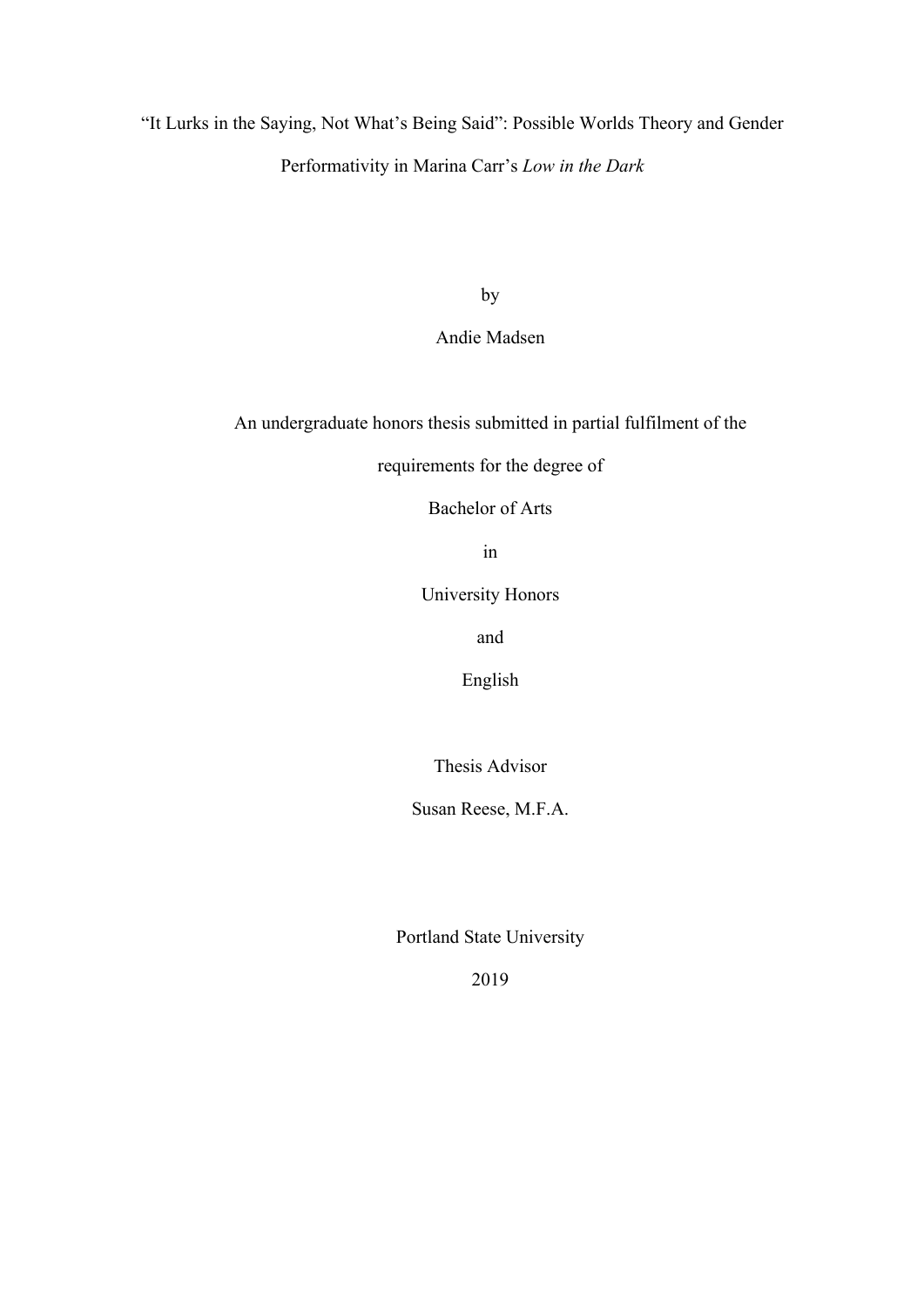# "It Lurks in the Saying, Not What's Being Said": Possible Worlds Theory and Gender Performativity in Marina Carr's *Low in the Dark*

by

Andie Madsen

An undergraduate honors thesis submitted in partial fulfilment of the requirements for the degree of

Bachelor of Arts

in

University Honors

and

English

Thesis Advisor

Susan Reese, M.F.A.

Portland State University

2019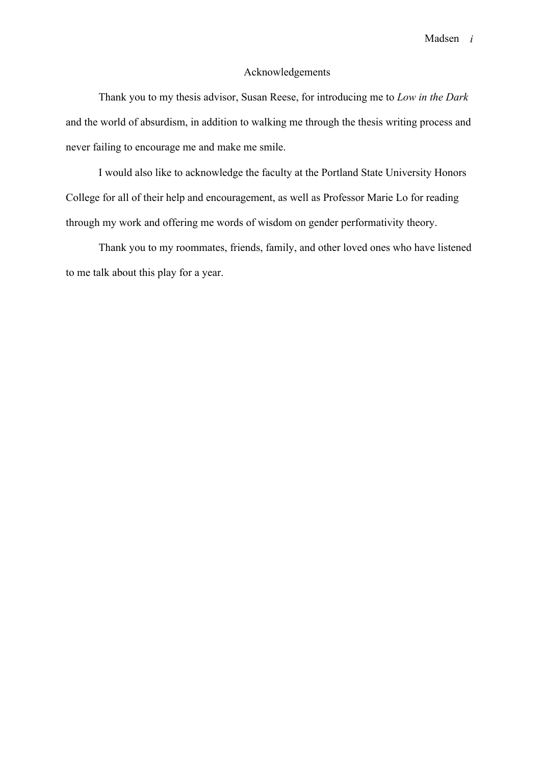# Acknowledgements

Thank you to my thesis advisor, Susan Reese, for introducing me to *Low in the Dark* and the world of absurdism, in addition to walking me through the thesis writing process and never failing to encourage me and make me smile.

I would also like to acknowledge the faculty at the Portland State University Honors College for all of their help and encouragement, as well as Professor Marie Lo for reading through my work and offering me words of wisdom on gender performativity theory.

Thank you to my roommates, friends, family, and other loved ones who have listened to me talk about this play for a year.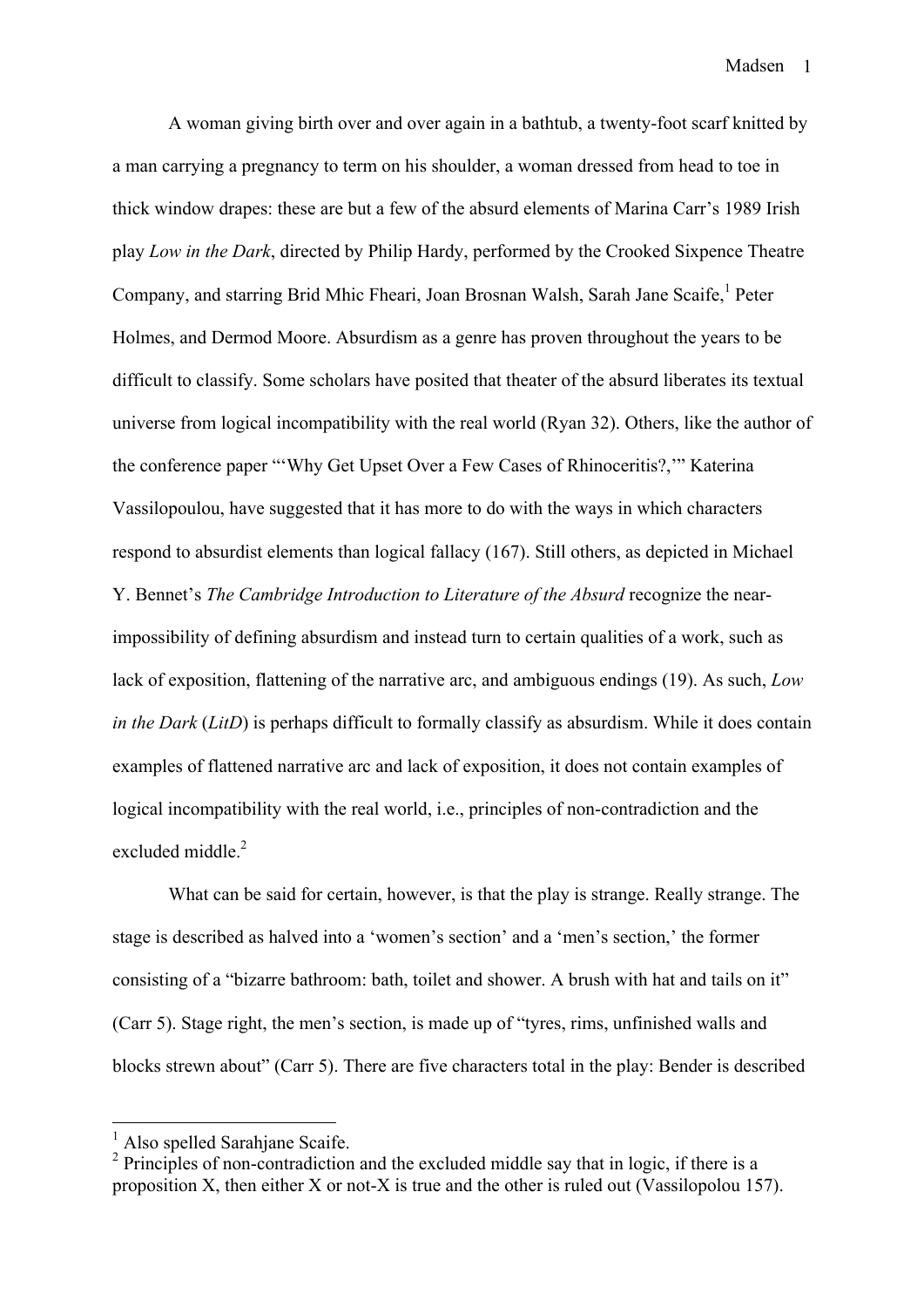A woman giving birth over and over again in a bathtub, a twenty-foot scarf knitted by a man carrying a pregnancy to term on his shoulder, a woman dressed from head to toe in thick window drapes: these are but a few of the absurd elements of Marina Carr's 1989 Irish play *Low in the Dark*, directed by Philip Hardy, performed by the Crooked Sixpence Theatre Company, and starring Brid Mhic Fheari, Joan Brosnan Walsh, Sarah Jane Scaife,[1] Peter Holmes, and Dermod Moore. Absurdism as a genre has proven throughout the years to be difficult to classify. Some scholars have posited that theater of the absurd liberates its textual universe from logical incompatibility with the real world (Ryan 32). Others, like the author of the conference paper "'Why Get Upset Over a Few Cases of Rhinoceritis?,'" Katerina Vassilopoulou, have suggested that it has more to do with the ways in which characters respond to absurdist elements than logical fallacy (167). Still others, as depicted in Michael Y. Bennet's *The Cambridge Introduction to Literature of the Absurd* recognize the near-impossibility of defining absurdism and instead turn to certain qualities of a work, such as lack of exposition, flattening of the narrative arc, and ambiguous endings (19). As such, *Low in the Dark* (*LitD*) is perhaps difficult to formally classify as absurdism. While it does contain examples of flattened narrative arc and lack of exposition, it does not contain examples of logical incompatibility with the real world, i.e., principles of non-contradiction and the excluded middle.[2]

What can be said for certain, however, is that the play is strange. Really strange. The stage is described as halved into a 'women's section' and a 'men's section,' the former consisting of a "bizarre bathroom: bath, toilet and shower. A brush with hat and tails on it" (Carr 5). Stage right, the men's section, is made up of "tyres, rims, unfinished walls and blocks strewn about" (Carr 5). There are five characters total in the play: Bender is described

[1] Also spelled Sarahjane Scaife.

[2] Principles of non-contradiction and the excluded middle say that in logic, if there is a proposition X, then either X or not-X is true and the other is ruled out (Vassilopolou 157).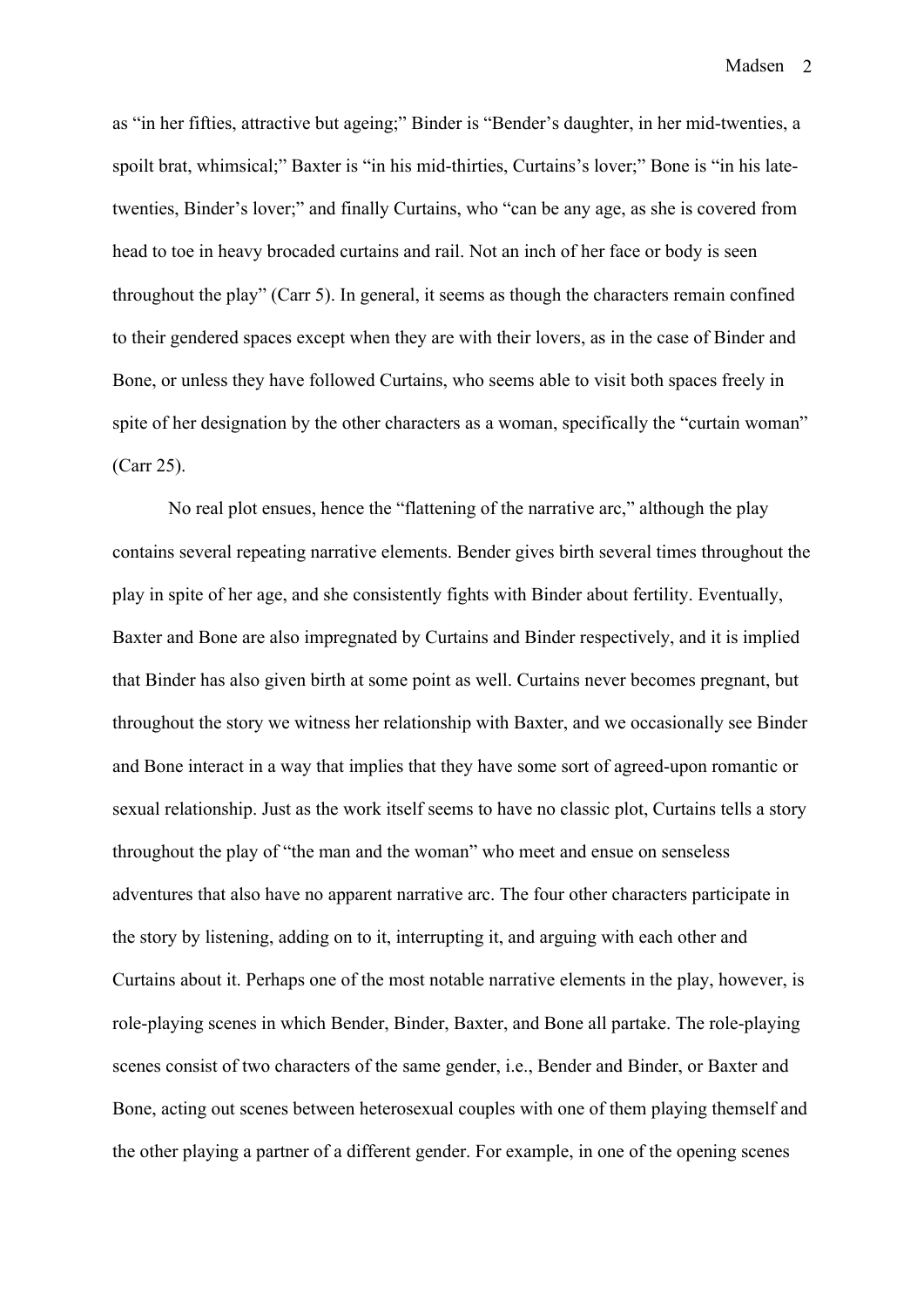as "in her fifties, attractive but ageing;" Binder is "Bender's daughter, in her mid-twenties, a spoilt brat, whimsical;" Baxter is "in his mid-thirties, Curtains's lover;" Bone is "in his late-twenties, Binder's lover;" and finally Curtains, who "can be any age, as she is covered from head to toe in heavy brocaded curtains and rail. Not an inch of her face or body is seen throughout the play" (Carr 5). In general, it seems as though the characters remain confined to their gendered spaces except when they are with their lovers, as in the case of Binder and Bone, or unless they have followed Curtains, who seems able to visit both spaces freely in spite of her designation by the other characters as a woman, specifically the "curtain woman" (Carr 25).

No real plot ensues, hence the "flattening of the narrative arc," although the play contains several repeating narrative elements. Bender gives birth several times throughout the play in spite of her age, and she consistently fights with Binder about fertility. Eventually, Baxter and Bone are also impregnated by Curtains and Binder respectively, and it is implied that Binder has also given birth at some point as well. Curtains never becomes pregnant, but throughout the story we witness her relationship with Baxter, and we occasionally see Binder and Bone interact in a way that implies that they have some sort of agreed-upon romantic or sexual relationship. Just as the work itself seems to have no classic plot, Curtains tells a story throughout the play of "the man and the woman" who meet and ensue on senseless adventures that also have no apparent narrative arc. The four other characters participate in the story by listening, adding on to it, interrupting it, and arguing with each other and Curtains about it. Perhaps one of the most notable narrative elements in the play, however, is role-playing scenes in which Bender, Binder, Baxter, and Bone all partake. The role-playing scenes consist of two characters of the same gender, i.e., Bender and Binder, or Baxter and Bone, acting out scenes between heterosexual couples with one of them playing themself and the other playing a partner of a different gender. For example, in one of the opening scenes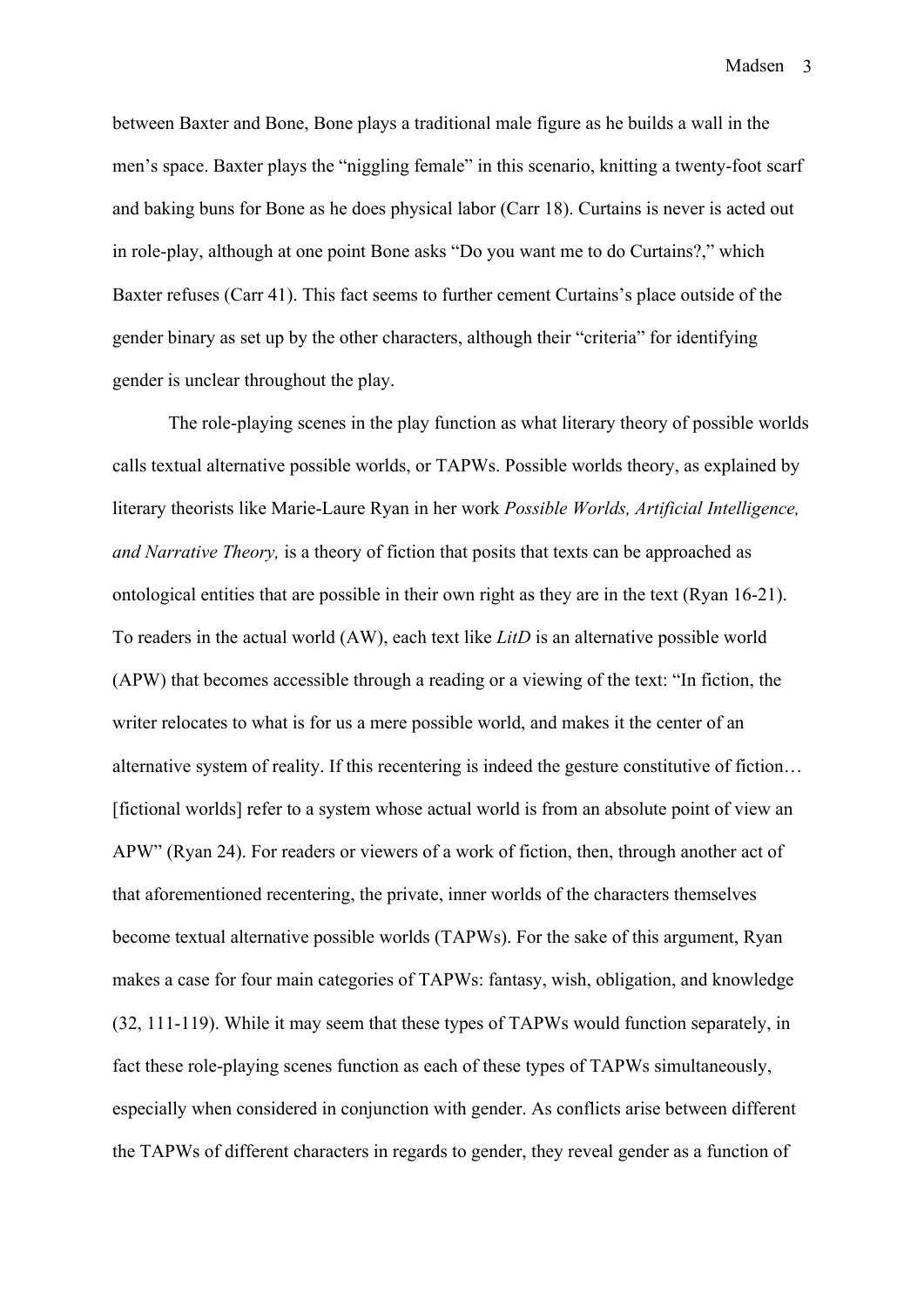between Baxter and Bone, Bone plays a traditional male figure as he builds a wall in the men's space. Baxter plays the "niggling female" in this scenario, knitting a twenty-foot scarf and baking buns for Bone as he does physical labor (Carr 18). Curtains is never is acted out in role-play, although at one point Bone asks "Do you want me to do Curtains?," which Baxter refuses (Carr 41). This fact seems to further cement Curtains's place outside of the gender binary as set up by the other characters, although their "criteria" for identifying gender is unclear throughout the play.

The role-playing scenes in the play function as what literary theory of possible worlds calls textual alternative possible worlds, or TAPWs. Possible worlds theory, as explained by literary theorists like Marie-Laure Ryan in her work *Possible Worlds, Artificial Intelligence, and Narrative Theory,* is a theory of fiction that posits that texts can be approached as ontological entities that are possible in their own right as they are in the text (Ryan 16-21). To readers in the actual world (AW), each text like *LitD* is an alternative possible world (APW) that becomes accessible through a reading or a viewing of the text: "In fiction, the writer relocates to what is for us a mere possible world, and makes it the center of an alternative system of reality. If this recentering is indeed the gesture constitutive of fiction… [fictional worlds] refer to a system whose actual world is from an absolute point of view an APW" (Ryan 24). For readers or viewers of a work of fiction, then, through another act of that aforementioned recentering, the private, inner worlds of the characters themselves become textual alternative possible worlds (TAPWs). For the sake of this argument, Ryan makes a case for four main categories of TAPWs: fantasy, wish, obligation, and knowledge (32, 111-119). While it may seem that these types of TAPWs would function separately, in fact these role-playing scenes function as each of these types of TAPWs simultaneously, especially when considered in conjunction with gender. As conflicts arise between different the TAPWs of different characters in regards to gender, they reveal gender as a function of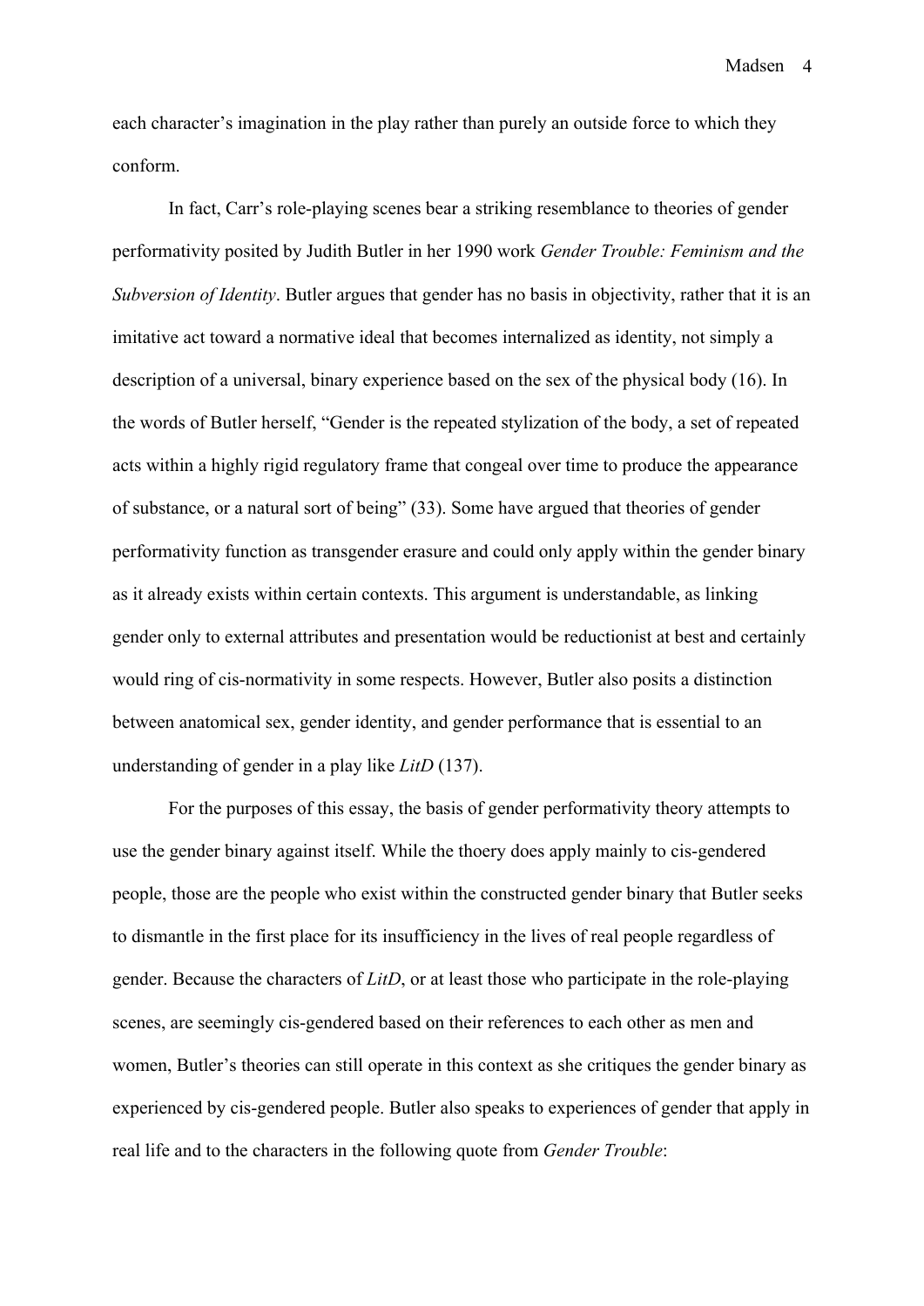each character's imagination in the play rather than purely an outside force to which they conform.

In fact, Carr's role-playing scenes bear a striking resemblance to theories of gender performativity posited by Judith Butler in her 1990 work *Gender Trouble: Feminism and the Subversion of Identity*. Butler argues that gender has no basis in objectivity, rather that it is an imitative act toward a normative ideal that becomes internalized as identity, not simply a description of a universal, binary experience based on the sex of the physical body (16). In the words of Butler herself, "Gender is the repeated stylization of the body, a set of repeated acts within a highly rigid regulatory frame that congeal over time to produce the appearance of substance, or a natural sort of being" (33). Some have argued that theories of gender performativity function as transgender erasure and could only apply within the gender binary as it already exists within certain contexts. This argument is understandable, as linking gender only to external attributes and presentation would be reductionist at best and certainly would ring of cis-normativity in some respects. However, Butler also posits a distinction between anatomical sex, gender identity, and gender performance that is essential to an understanding of gender in a play like *LitD* (137).

For the purposes of this essay, the basis of gender performativity theory attempts to use the gender binary against itself. While the thoery does apply mainly to cis-gendered people, those are the people who exist within the constructed gender binary that Butler seeks to dismantle in the first place for its insufficiency in the lives of real people regardless of gender. Because the characters of *LitD*, or at least those who participate in the role-playing scenes, are seemingly cis-gendered based on their references to each other as men and women, Butler's theories can still operate in this context as she critiques the gender binary as experienced by cis-gendered people. Butler also speaks to experiences of gender that apply in real life and to the characters in the following quote from *Gender Trouble*: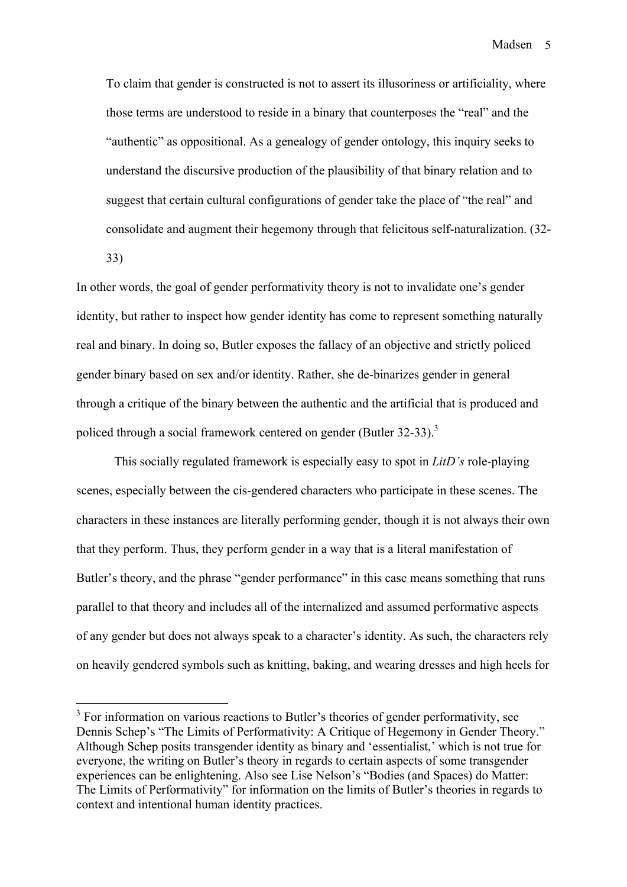> To claim that gender is constructed is not to assert its illusoriness or artificiality, where those terms are understood to reside in a binary that counterposes the "real" and the "authentic" as oppositional. As a genealogy of gender ontology, this inquiry seeks to understand the discursive production of the plausibility of that binary relation and to suggest that certain cultural configurations of gender take the place of "the real" and consolidate and augment their hegemony through that felicitous self-naturalization. (32-33)

In other words, the goal of gender performativity theory is not to invalidate one's gender identity, but rather to inspect how gender identity has come to represent something naturally real and binary. In doing so, Butler exposes the fallacy of an objective and strictly policed gender binary based on sex and/or identity. Rather, she de-binarizes gender in general through a critique of the binary between the authentic and the artificial that is produced and policed through a social framework centered on gender (Butler 32-33).[3]

This socially regulated framework is especially easy to spot in *LitD's* role-playing scenes, especially between the cis-gendered characters who participate in these scenes. The characters in these instances are literally performing gender, though it is not always their own that they perform. Thus, they perform gender in a way that is a literal manifestation of Butler's theory, and the phrase "gender performance" in this case means something that runs parallel to that theory and includes all of the internalized and assumed performative aspects of any gender but does not always speak to a character's identity. As such, the characters rely on heavily gendered symbols such as knitting, baking, and wearing dresses and high heels for

[3] For information on various reactions to Butler's theories of gender performativity, see Dennis Schep's "The Limits of Performativity: A Critique of Hegemony in Gender Theory." Although Schep posits transgender identity as binary and 'essentialist,' which is not true for everyone, the writing on Butler's theory in regards to certain aspects of some transgender experiences can be enlightening. Also see Lise Nelson's "Bodies (and Spaces) do Matter: The Limits of Performativity" for information on the limits of Butler's theories in regards to context and intentional human identity practices.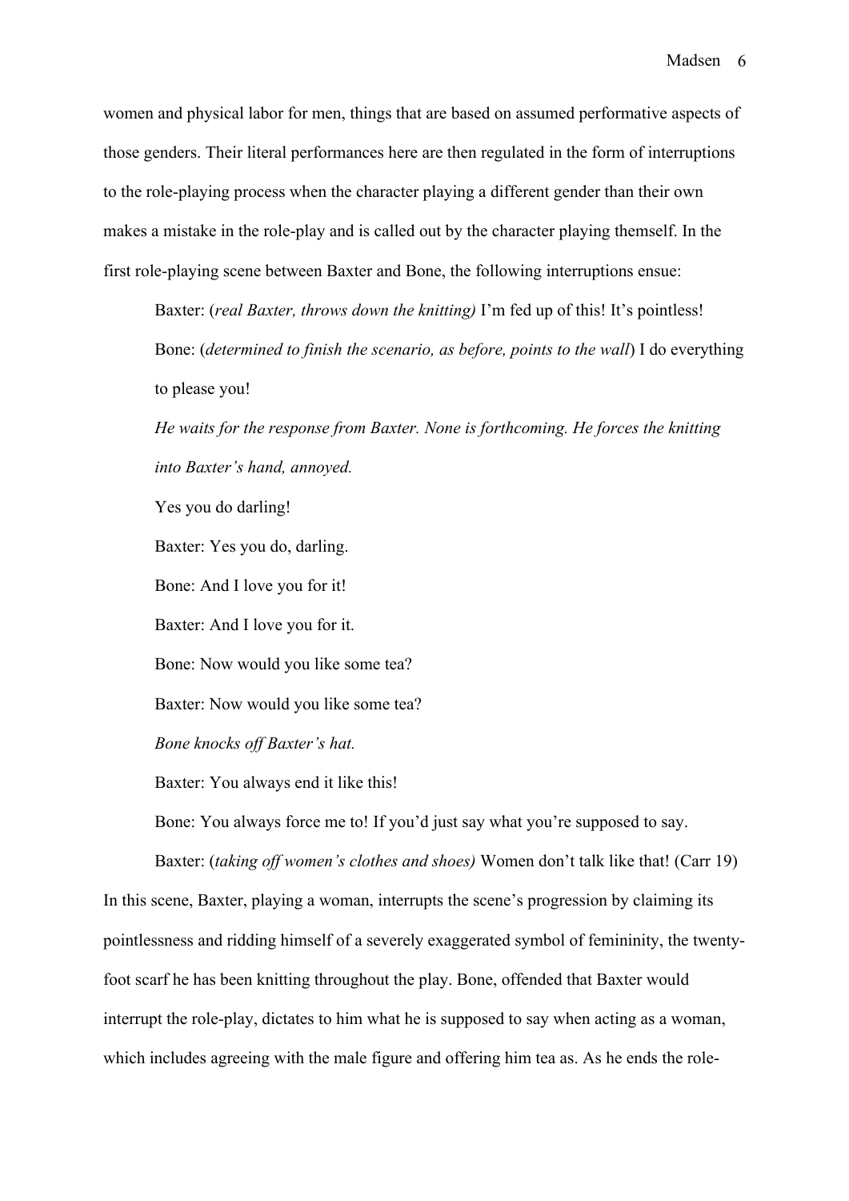women and physical labor for men, things that are based on assumed performative aspects of those genders. Their literal performances here are then regulated in the form of interruptions to the role-playing process when the character playing a different gender than their own makes a mistake in the role-play and is called out by the character playing themself. In the first role-playing scene between Baxter and Bone, the following interruptions ensue:

> Baxter: (*real Baxter, throws down the knitting)* I'm fed up of this! It's pointless!
>
> Bone: (*determined to finish the scenario, as before, points to the wall*) I do everything to please you!
>
> *He waits for the response from Baxter. None is forthcoming. He forces the knitting into Baxter's hand, annoyed.*
>
> Yes you do darling!
>
> Baxter: Yes you do, darling.
>
> Bone: And I love you for it!
>
> Baxter: And I love you for it.
>
> Bone: Now would you like some tea?
>
> Baxter: Now would you like some tea?
>
> *Bone knocks off Baxter's hat.*
>
> Baxter: You always end it like this!
>
> Bone: You always force me to! If you'd just say what you're supposed to say.
>
> Baxter: (*taking off women's clothes and shoes)* Women don't talk like that! (Carr 19)

In this scene, Baxter, playing a woman, interrupts the scene's progression by claiming its pointlessness and ridding himself of a severely exaggerated symbol of femininity, the twenty-foot scarf he has been knitting throughout the play. Bone, offended that Baxter would interrupt the role-play, dictates to him what he is supposed to say when acting as a woman, which includes agreeing with the male figure and offering him tea as. As he ends the role-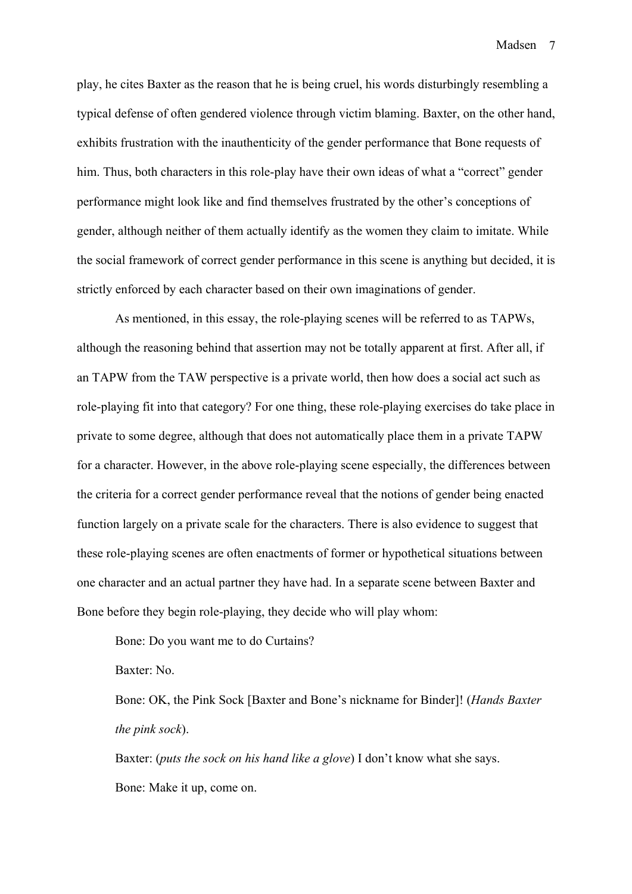play, he cites Baxter as the reason that he is being cruel, his words disturbingly resembling a typical defense of often gendered violence through victim blaming. Baxter, on the other hand, exhibits frustration with the inauthenticity of the gender performance that Bone requests of him. Thus, both characters in this role-play have their own ideas of what a "correct" gender performance might look like and find themselves frustrated by the other's conceptions of gender, although neither of them actually identify as the women they claim to imitate. While the social framework of correct gender performance in this scene is anything but decided, it is strictly enforced by each character based on their own imaginations of gender.

As mentioned, in this essay, the role-playing scenes will be referred to as TAPWs, although the reasoning behind that assertion may not be totally apparent at first. After all, if an TAPW from the TAW perspective is a private world, then how does a social act such as role-playing fit into that category? For one thing, these role-playing exercises do take place in private to some degree, although that does not automatically place them in a private TAPW for a character. However, in the above role-playing scene especially, the differences between the criteria for a correct gender performance reveal that the notions of gender being enacted function largely on a private scale for the characters. There is also evidence to suggest that these role-playing scenes are often enactments of former or hypothetical situations between one character and an actual partner they have had. In a separate scene between Baxter and Bone before they begin role-playing, they decide who will play whom:

> Bone: Do you want me to do Curtains?
>
> Baxter: No.
>
> Bone: OK, the Pink Sock [Baxter and Bone's nickname for Binder]! (*Hands Baxter the pink sock*).
>
> Baxter: (*puts the sock on his hand like a glove*) I don't know what she says.
>
> Bone: Make it up, come on.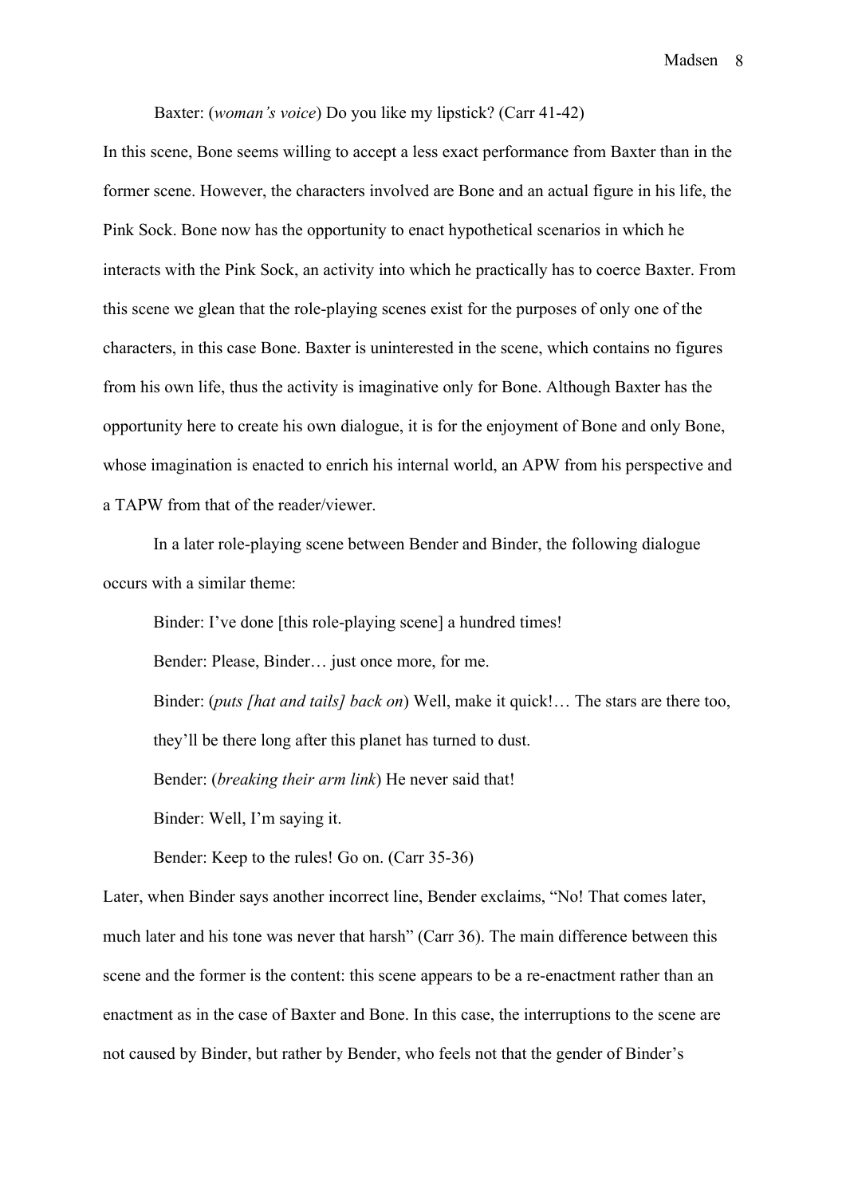Baxter: (*woman's voice*) Do you like my lipstick? (Carr 41-42)

In this scene, Bone seems willing to accept a less exact performance from Baxter than in the former scene. However, the characters involved are Bone and an actual figure in his life, the Pink Sock. Bone now has the opportunity to enact hypothetical scenarios in which he interacts with the Pink Sock, an activity into which he practically has to coerce Baxter. From this scene we glean that the role-playing scenes exist for the purposes of only one of the characters, in this case Bone. Baxter is uninterested in the scene, which contains no figures from his own life, thus the activity is imaginative only for Bone. Although Baxter has the opportunity here to create his own dialogue, it is for the enjoyment of Bone and only Bone, whose imagination is enacted to enrich his internal world, an APW from his perspective and a TAPW from that of the reader/viewer.

In a later role-playing scene between Bender and Binder, the following dialogue occurs with a similar theme:

Binder: I've done [this role-playing scene] a hundred times!

Bender: Please, Binder… just once more, for me.

Binder: (*puts [hat and tails] back on*) Well, make it quick!… The stars are there too, they'll be there long after this planet has turned to dust.

Bender: (*breaking their arm link*) He never said that!

Binder: Well, I'm saying it.

Bender: Keep to the rules! Go on. (Carr 35-36)

Later, when Binder says another incorrect line, Bender exclaims, "No! That comes later, much later and his tone was never that harsh" (Carr 36). The main difference between this scene and the former is the content: this scene appears to be a re-enactment rather than an enactment as in the case of Baxter and Bone. In this case, the interruptions to the scene are not caused by Binder, but rather by Bender, who feels not that the gender of Binder's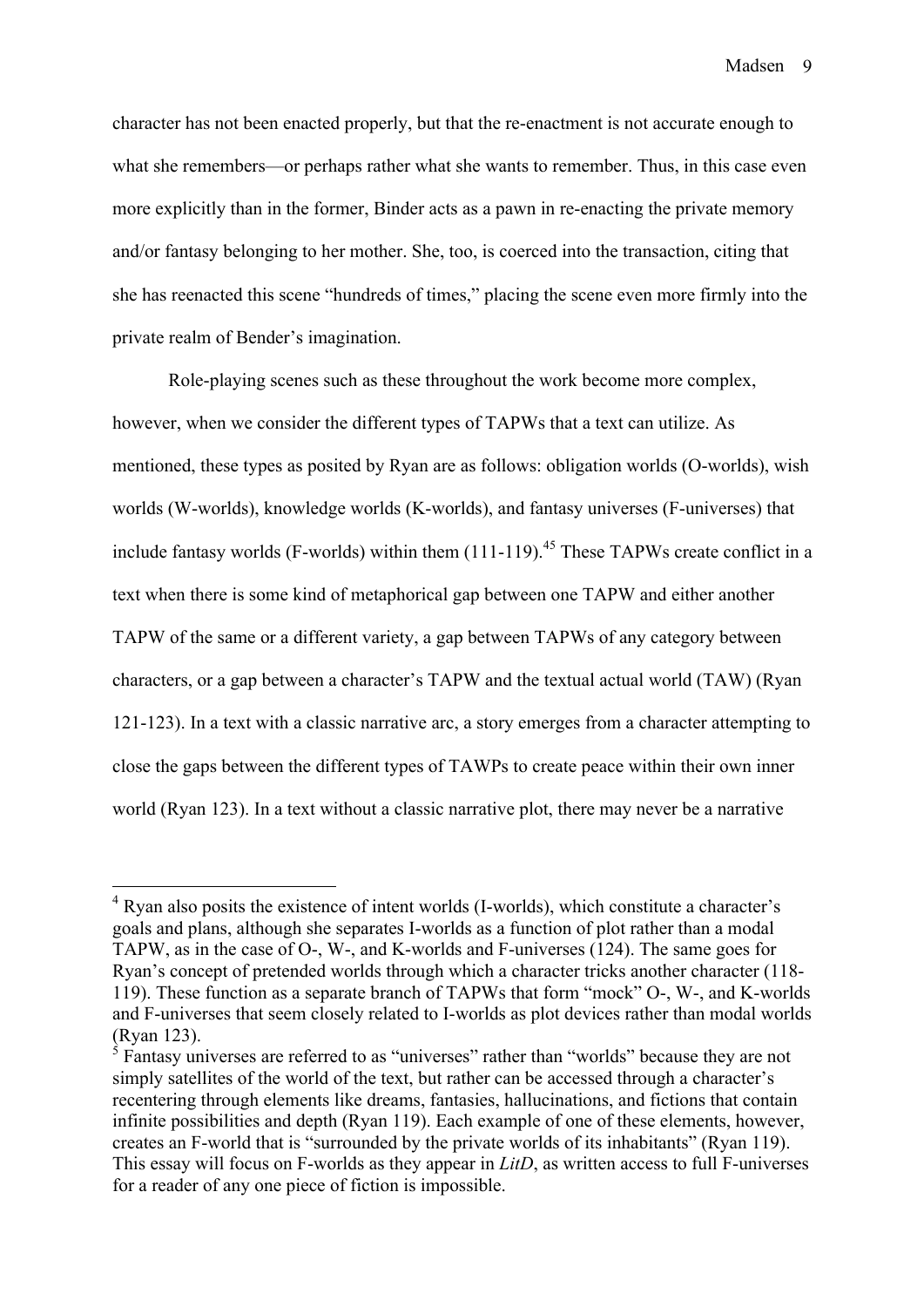character has not been enacted properly, but that the re-enactment is not accurate enough to what she remembers—or perhaps rather what she wants to remember. Thus, in this case even more explicitly than in the former, Binder acts as a pawn in re-enacting the private memory and/or fantasy belonging to her mother. She, too, is coerced into the transaction, citing that she has reenacted this scene "hundreds of times," placing the scene even more firmly into the private realm of Bender's imagination.

Role-playing scenes such as these throughout the work become more complex, however, when we consider the different types of TAPWs that a text can utilize. As mentioned, these types as posited by Ryan are as follows: obligation worlds (O-worlds), wish worlds (W-worlds), knowledge worlds (K-worlds), and fantasy universes (F-universes) that include fantasy worlds (F-worlds) within them (111-119).[4][5] These TAPWs create conflict in a text when there is some kind of metaphorical gap between one TAPW and either another TAPW of the same or a different variety, a gap between TAPWs of any category between characters, or a gap between a character's TAPW and the textual actual world (TAW) (Ryan 121-123). In a text with a classic narrative arc, a story emerges from a character attempting to close the gaps between the different types of TAWPs to create peace within their own inner world (Ryan 123). In a text without a classic narrative plot, there may never be a narrative

---

[4] Ryan also posits the existence of intent worlds (I-worlds), which constitute a character's goals and plans, although she separates I-worlds as a function of plot rather than a modal TAPW, as in the case of O-, W-, and K-worlds and F-universes (124). The same goes for Ryan's concept of pretended worlds through which a character tricks another character (118-119). These function as a separate branch of TAPWs that form "mock" O-, W-, and K-worlds and F-universes that seem closely related to I-worlds as plot devices rather than modal worlds (Ryan 123).

[5] Fantasy universes are referred to as "universes" rather than "worlds" because they are not simply satellites of the world of the text, but rather can be accessed through a character's recentering through elements like dreams, fantasies, hallucinations, and fictions that contain infinite possibilities and depth (Ryan 119). Each example of one of these elements, however, creates an F-world that is "surrounded by the private worlds of its inhabitants" (Ryan 119). This essay will focus on F-worlds as they appear in *LitD*, as written access to full F-universes for a reader of any one piece of fiction is impossible.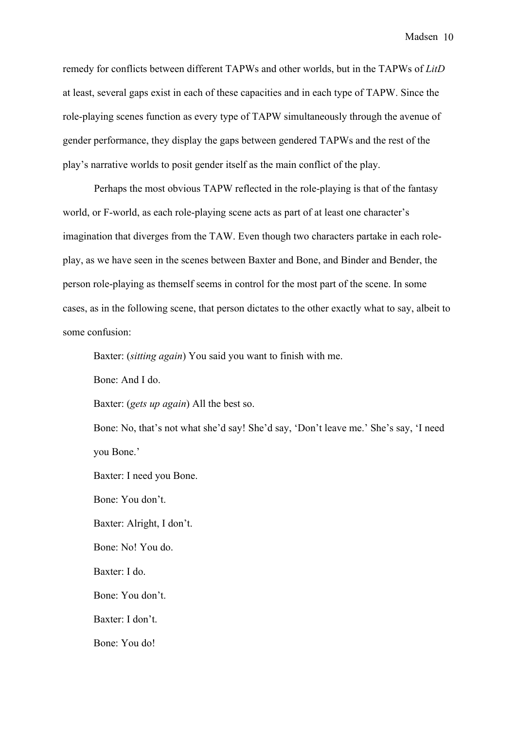remedy for conflicts between different TAPWs and other worlds, but in the TAPWs of *LitD* at least, several gaps exist in each of these capacities and in each type of TAPW. Since the role-playing scenes function as every type of TAPW simultaneously through the avenue of gender performance, they display the gaps between gendered TAPWs and the rest of the play's narrative worlds to posit gender itself as the main conflict of the play.

Perhaps the most obvious TAPW reflected in the role-playing is that of the fantasy world, or F-world, as each role-playing scene acts as part of at least one character's imagination that diverges from the TAW. Even though two characters partake in each role-play, as we have seen in the scenes between Baxter and Bone, and Binder and Bender, the person role-playing as themself seems in control for the most part of the scene. In some cases, as in the following scene, that person dictates to the other exactly what to say, albeit to some confusion:

> Baxter: (*sitting again*) You said you want to finish with me.
>
> Bone: And I do.
>
> Baxter: (*gets up again*) All the best so.
>
> Bone: No, that's not what she'd say! She'd say, 'Don't leave me.' She's say, 'I need you Bone.'
>
> Baxter: I need you Bone.
>
> Bone: You don't.
>
> Baxter: Alright, I don't.
>
> Bone: No! You do.
>
> Baxter: I do.
>
> Bone: You don't.
>
> Baxter: I don't.
>
> Bone: You do!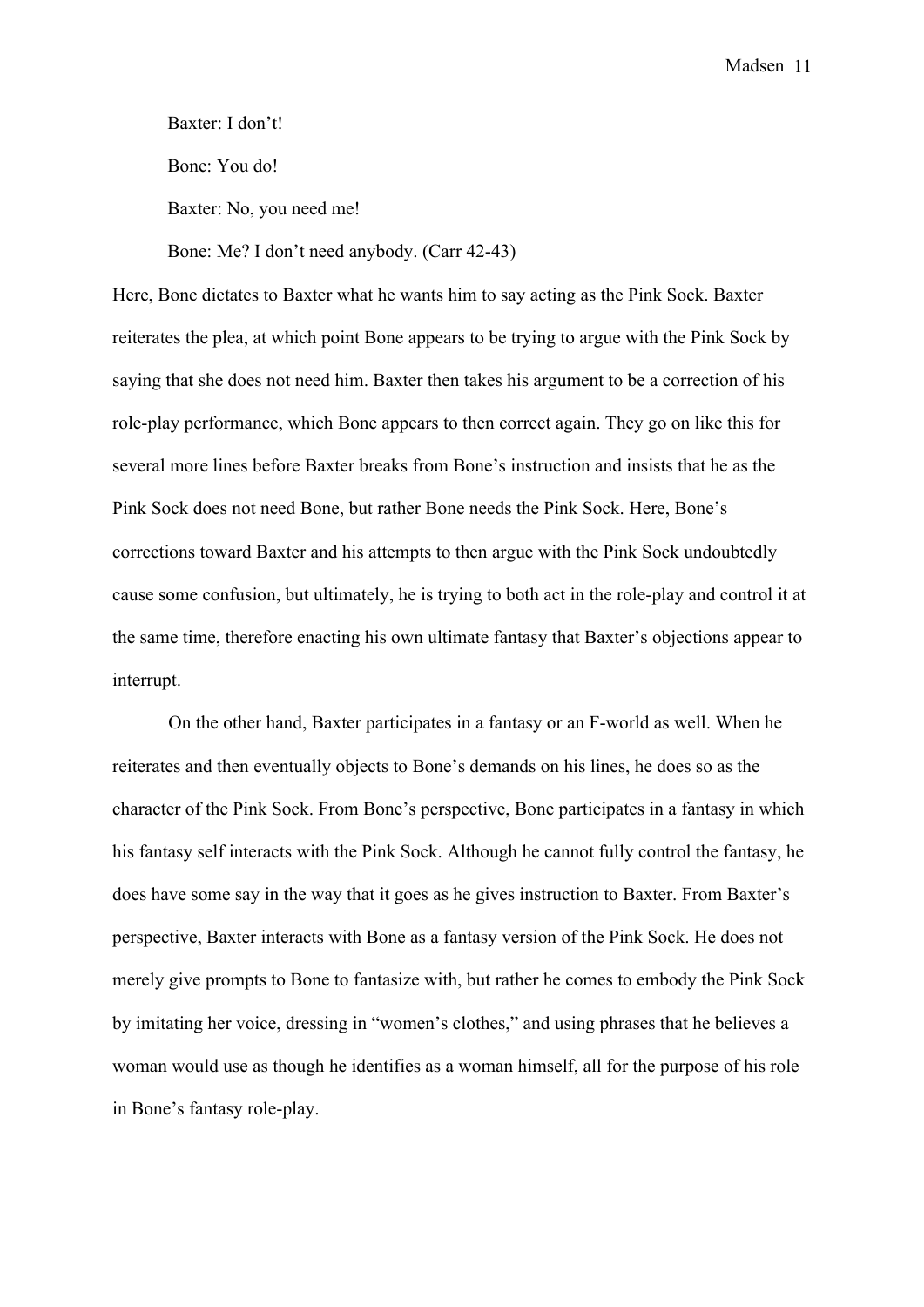Baxter: I don't!

Bone: You do!

Baxter: No, you need me!

Bone: Me? I don't need anybody. (Carr 42-43)

Here, Bone dictates to Baxter what he wants him to say acting as the Pink Sock. Baxter reiterates the plea, at which point Bone appears to be trying to argue with the Pink Sock by saying that she does not need him. Baxter then takes his argument to be a correction of his role-play performance, which Bone appears to then correct again. They go on like this for several more lines before Baxter breaks from Bone's instruction and insists that he as the Pink Sock does not need Bone, but rather Bone needs the Pink Sock. Here, Bone's corrections toward Baxter and his attempts to then argue with the Pink Sock undoubtedly cause some confusion, but ultimately, he is trying to both act in the role-play and control it at the same time, therefore enacting his own ultimate fantasy that Baxter's objections appear to interrupt.

On the other hand, Baxter participates in a fantasy or an F-world as well. When he reiterates and then eventually objects to Bone's demands on his lines, he does so as the character of the Pink Sock. From Bone's perspective, Bone participates in a fantasy in which his fantasy self interacts with the Pink Sock. Although he cannot fully control the fantasy, he does have some say in the way that it goes as he gives instruction to Baxter. From Baxter's perspective, Baxter interacts with Bone as a fantasy version of the Pink Sock. He does not merely give prompts to Bone to fantasize with, but rather he comes to embody the Pink Sock by imitating her voice, dressing in "women's clothes," and using phrases that he believes a woman would use as though he identifies as a woman himself, all for the purpose of his role in Bone's fantasy role-play.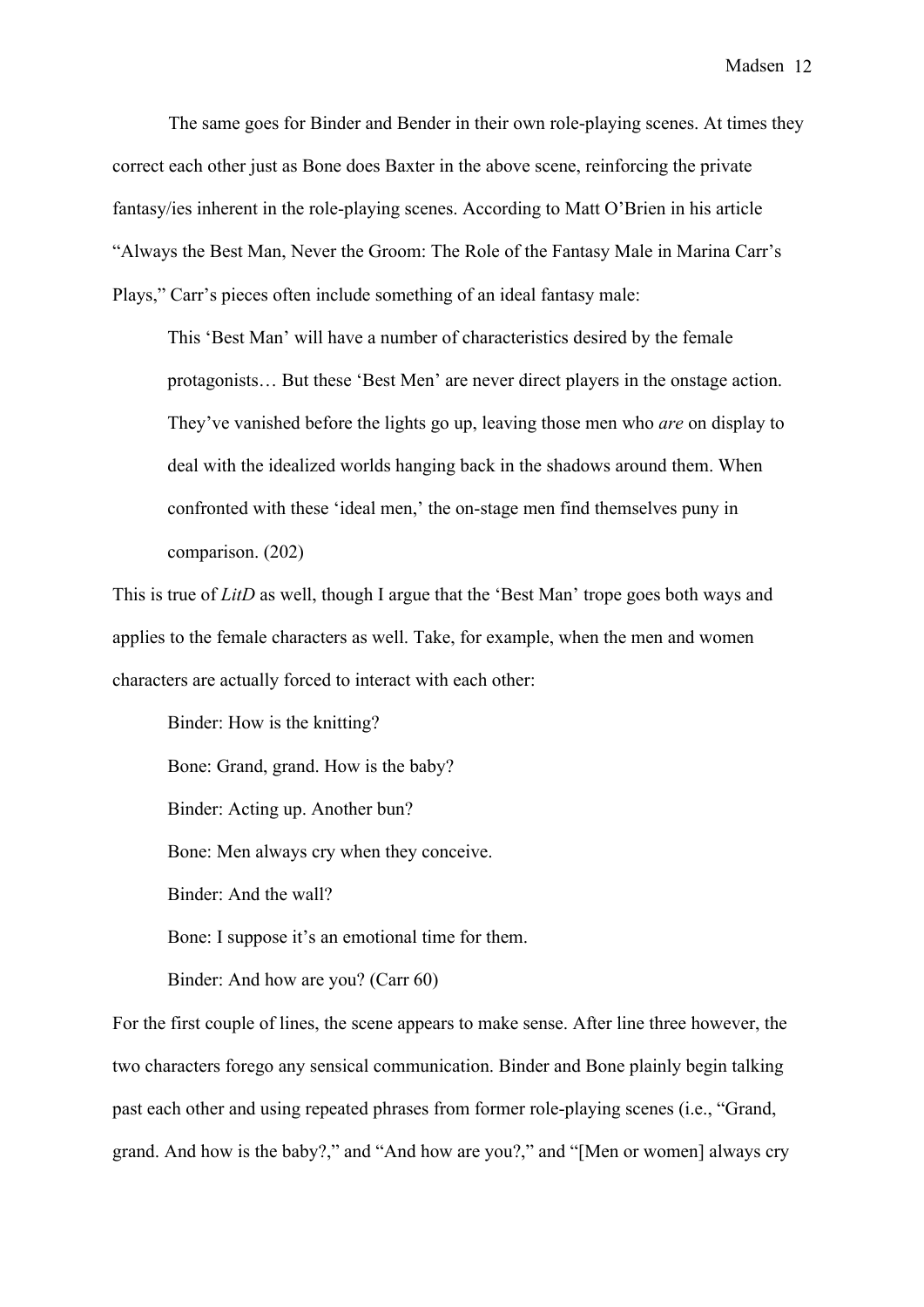The same goes for Binder and Bender in their own role-playing scenes. At times they correct each other just as Bone does Baxter in the above scene, reinforcing the private fantasy/ies inherent in the role-playing scenes. According to Matt O'Brien in his article "Always the Best Man, Never the Groom: The Role of the Fantasy Male in Marina Carr's Plays," Carr's pieces often include something of an ideal fantasy male:

> This 'Best Man' will have a number of characteristics desired by the female protagonists… But these 'Best Men' are never direct players in the onstage action. They've vanished before the lights go up, leaving those men who *are* on display to deal with the idealized worlds hanging back in the shadows around them. When confronted with these 'ideal men,' the on-stage men find themselves puny in comparison. (202)

This is true of *LitD* as well, though I argue that the 'Best Man' trope goes both ways and applies to the female characters as well. Take, for example, when the men and women characters are actually forced to interact with each other:

> Binder: How is the knitting?
>
> Bone: Grand, grand. How is the baby?
>
> Binder: Acting up. Another bun?
>
> Bone: Men always cry when they conceive.
>
> Binder: And the wall?
>
> Bone: I suppose it's an emotional time for them.
>
> Binder: And how are you? (Carr 60)

For the first couple of lines, the scene appears to make sense. After line three however, the two characters forego any sensical communication. Binder and Bone plainly begin talking past each other and using repeated phrases from former role-playing scenes (i.e., "Grand, grand. And how is the baby?," and "And how are you?," and "[Men or women] always cry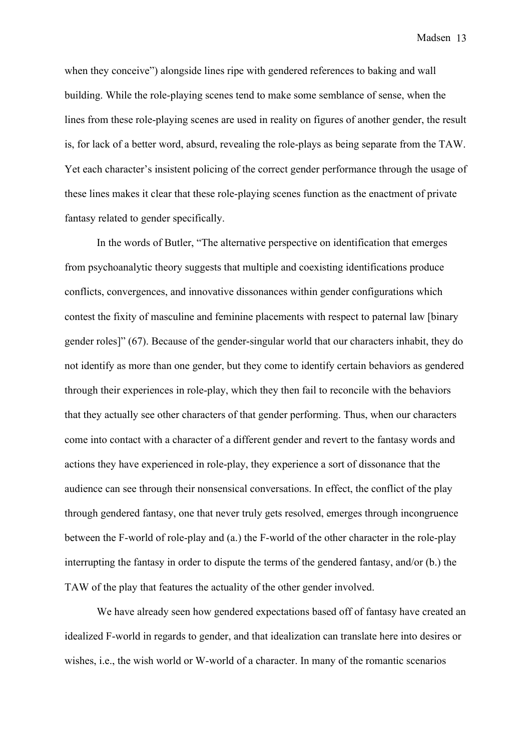when they conceive") alongside lines ripe with gendered references to baking and wall building. While the role-playing scenes tend to make some semblance of sense, when the lines from these role-playing scenes are used in reality on figures of another gender, the result is, for lack of a better word, absurd, revealing the role-plays as being separate from the TAW. Yet each character's insistent policing of the correct gender performance through the usage of these lines makes it clear that these role-playing scenes function as the enactment of private fantasy related to gender specifically.

In the words of Butler, "The alternative perspective on identification that emerges from psychoanalytic theory suggests that multiple and coexisting identifications produce conflicts, convergences, and innovative dissonances within gender configurations which contest the fixity of masculine and feminine placements with respect to paternal law [binary gender roles]" (67). Because of the gender-singular world that our characters inhabit, they do not identify as more than one gender, but they come to identify certain behaviors as gendered through their experiences in role-play, which they then fail to reconcile with the behaviors that they actually see other characters of that gender performing. Thus, when our characters come into contact with a character of a different gender and revert to the fantasy words and actions they have experienced in role-play, they experience a sort of dissonance that the audience can see through their nonsensical conversations. In effect, the conflict of the play through gendered fantasy, one that never truly gets resolved, emerges through incongruence between the F-world of role-play and (a.) the F-world of the other character in the role-play interrupting the fantasy in order to dispute the terms of the gendered fantasy, and/or (b.) the TAW of the play that features the actuality of the other gender involved.

We have already seen how gendered expectations based off of fantasy have created an idealized F-world in regards to gender, and that idealization can translate here into desires or wishes, i.e., the wish world or W-world of a character. In many of the romantic scenarios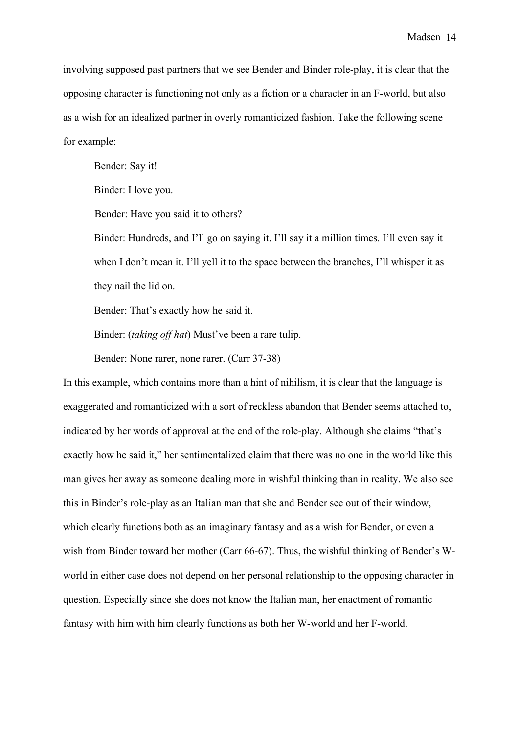involving supposed past partners that we see Bender and Binder role-play, it is clear that the opposing character is functioning not only as a fiction or a character in an F-world, but also as a wish for an idealized partner in overly romanticized fashion. Take the following scene for example:

> Bender: Say it!
>
> Binder: I love you.
>
> Bender: Have you said it to others?
>
> Binder: Hundreds, and I'll go on saying it. I'll say it a million times. I'll even say it when I don't mean it. I'll yell it to the space between the branches, I'll whisper it as they nail the lid on.
>
> Bender: That's exactly how he said it.
>
> Binder: (*taking off hat*) Must've been a rare tulip.
>
> Bender: None rarer, none rarer. (Carr 37-38)

In this example, which contains more than a hint of nihilism, it is clear that the language is exaggerated and romanticized with a sort of reckless abandon that Bender seems attached to, indicated by her words of approval at the end of the role-play. Although she claims "that's exactly how he said it," her sentimentalized claim that there was no one in the world like this man gives her away as someone dealing more in wishful thinking than in reality. We also see this in Binder's role-play as an Italian man that she and Bender see out of their window, which clearly functions both as an imaginary fantasy and as a wish for Bender, or even a wish from Binder toward her mother (Carr 66-67). Thus, the wishful thinking of Bender's W-world in either case does not depend on her personal relationship to the opposing character in question. Especially since she does not know the Italian man, her enactment of romantic fantasy with him with him clearly functions as both her W-world and her F-world.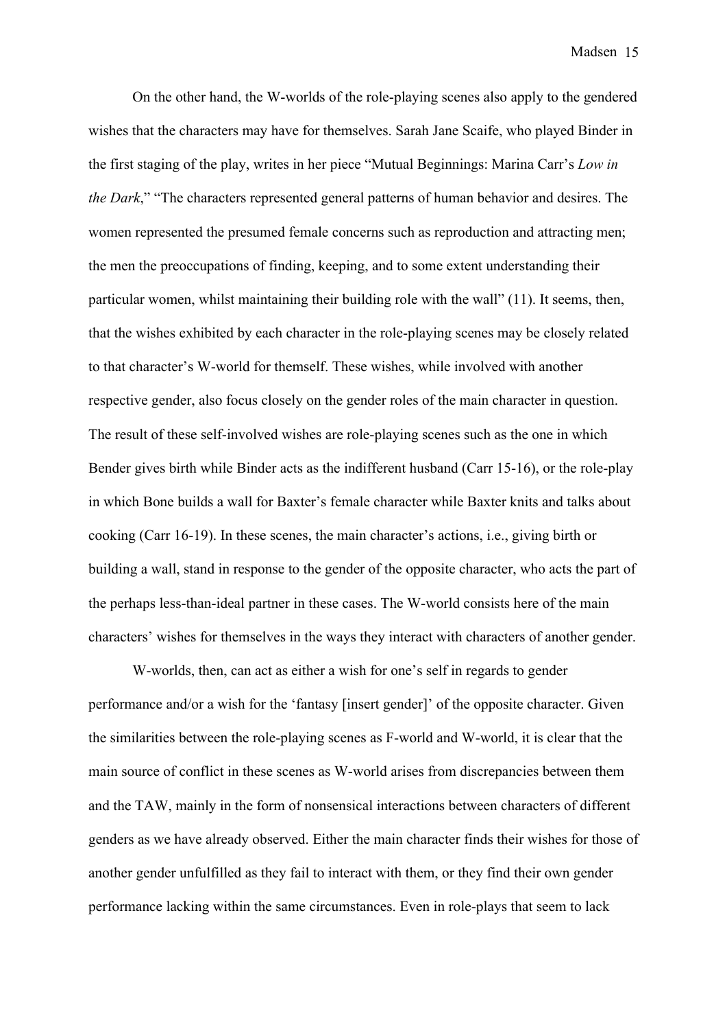On the other hand, the W-worlds of the role-playing scenes also apply to the gendered wishes that the characters may have for themselves. Sarah Jane Scaife, who played Binder in the first staging of the play, writes in her piece "Mutual Beginnings: Marina Carr's *Low in the Dark*," "The characters represented general patterns of human behavior and desires. The women represented the presumed female concerns such as reproduction and attracting men; the men the preoccupations of finding, keeping, and to some extent understanding their particular women, whilst maintaining their building role with the wall" (11). It seems, then, that the wishes exhibited by each character in the role-playing scenes may be closely related to that character's W-world for themself. These wishes, while involved with another respective gender, also focus closely on the gender roles of the main character in question. The result of these self-involved wishes are role-playing scenes such as the one in which Bender gives birth while Binder acts as the indifferent husband (Carr 15-16), or the role-play in which Bone builds a wall for Baxter's female character while Baxter knits and talks about cooking (Carr 16-19). In these scenes, the main character's actions, i.e., giving birth or building a wall, stand in response to the gender of the opposite character, who acts the part of the perhaps less-than-ideal partner in these cases. The W-world consists here of the main characters' wishes for themselves in the ways they interact with characters of another gender.

W-worlds, then, can act as either a wish for one's self in regards to gender performance and/or a wish for the 'fantasy [insert gender]' of the opposite character. Given the similarities between the role-playing scenes as F-world and W-world, it is clear that the main source of conflict in these scenes as W-world arises from discrepancies between them and the TAW, mainly in the form of nonsensical interactions between characters of different genders as we have already observed. Either the main character finds their wishes for those of another gender unfulfilled as they fail to interact with them, or they find their own gender performance lacking within the same circumstances. Even in role-plays that seem to lack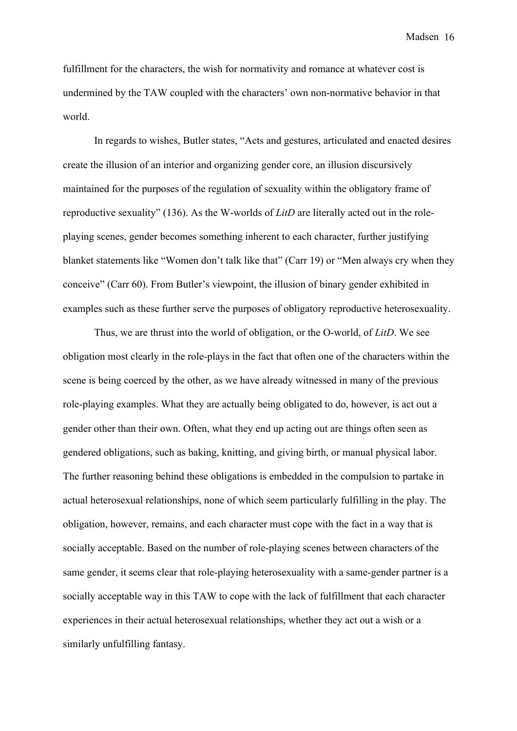fulfillment for the characters, the wish for normativity and romance at whatever cost is undermined by the TAW coupled with the characters' own non-normative behavior in that world.

In regards to wishes, Butler states, "Acts and gestures, articulated and enacted desires create the illusion of an interior and organizing gender core, an illusion discursively maintained for the purposes of the regulation of sexuality within the obligatory frame of reproductive sexuality" (136). As the W-worlds of *LitD* are literally acted out in the role-playing scenes, gender becomes something inherent to each character, further justifying blanket statements like "Women don't talk like that" (Carr 19) or "Men always cry when they conceive" (Carr 60). From Butler's viewpoint, the illusion of binary gender exhibited in examples such as these further serve the purposes of obligatory reproductive heterosexuality.

Thus, we are thrust into the world of obligation, or the O-world, of *LitD*. We see obligation most clearly in the role-plays in the fact that often one of the characters within the scene is being coerced by the other, as we have already witnessed in many of the previous role-playing examples. What they are actually being obligated to do, however, is act out a gender other than their own. Often, what they end up acting out are things often seen as gendered obligations, such as baking, knitting, and giving birth, or manual physical labor. The further reasoning behind these obligations is embedded in the compulsion to partake in actual heterosexual relationships, none of which seem particularly fulfilling in the play. The obligation, however, remains, and each character must cope with the fact in a way that is socially acceptable. Based on the number of role-playing scenes between characters of the same gender, it seems clear that role-playing heterosexuality with a same-gender partner is a socially acceptable way in this TAW to cope with the lack of fulfillment that each character experiences in their actual heterosexual relationships, whether they act out a wish or a similarly unfulfilling fantasy.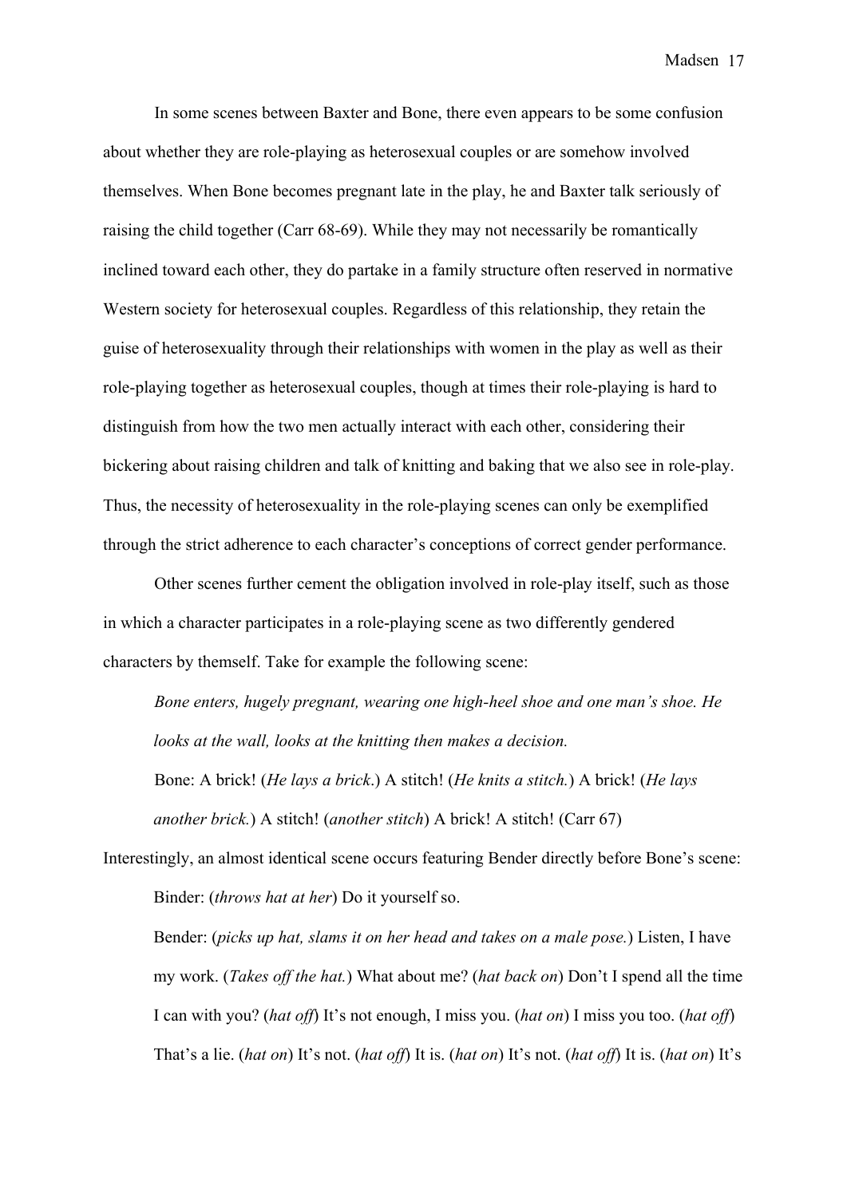In some scenes between Baxter and Bone, there even appears to be some confusion about whether they are role-playing as heterosexual couples or are somehow involved themselves. When Bone becomes pregnant late in the play, he and Baxter talk seriously of raising the child together (Carr 68-69). While they may not necessarily be romantically inclined toward each other, they do partake in a family structure often reserved in normative Western society for heterosexual couples. Regardless of this relationship, they retain the guise of heterosexuality through their relationships with women in the play as well as their role-playing together as heterosexual couples, though at times their role-playing is hard to distinguish from how the two men actually interact with each other, considering their bickering about raising children and talk of knitting and baking that we also see in role-play. Thus, the necessity of heterosexuality in the role-playing scenes can only be exemplified through the strict adherence to each character's conceptions of correct gender performance.

Other scenes further cement the obligation involved in role-play itself, such as those in which a character participates in a role-playing scene as two differently gendered characters by themself. Take for example the following scene:

> *Bone enters, hugely pregnant, wearing one high-heel shoe and one man's shoe. He looks at the wall, looks at the knitting then makes a decision.*
>
> Bone: A brick! (*He lays a brick.*) A stitch! (*He knits a stitch.*) A brick! (*He lays another brick.*) A stitch! (*another stitch*) A brick! A stitch! (Carr 67)

Interestingly, an almost identical scene occurs featuring Bender directly before Bone's scene:

> Binder: (*throws hat at her*) Do it yourself so.
>
> Bender: (*picks up hat, slams it on her head and takes on a male pose.*) Listen, I have my work. (*Takes off the hat.*) What about me? (*hat back on*) Don't I spend all the time I can with you? (*hat off*) It's not enough, I miss you. (*hat on*) I miss you too. (*hat off*) That's a lie. (*hat on*) It's not. (*hat off*) It is. (*hat on*) It's not. (*hat off*) It is. (*hat on*) It's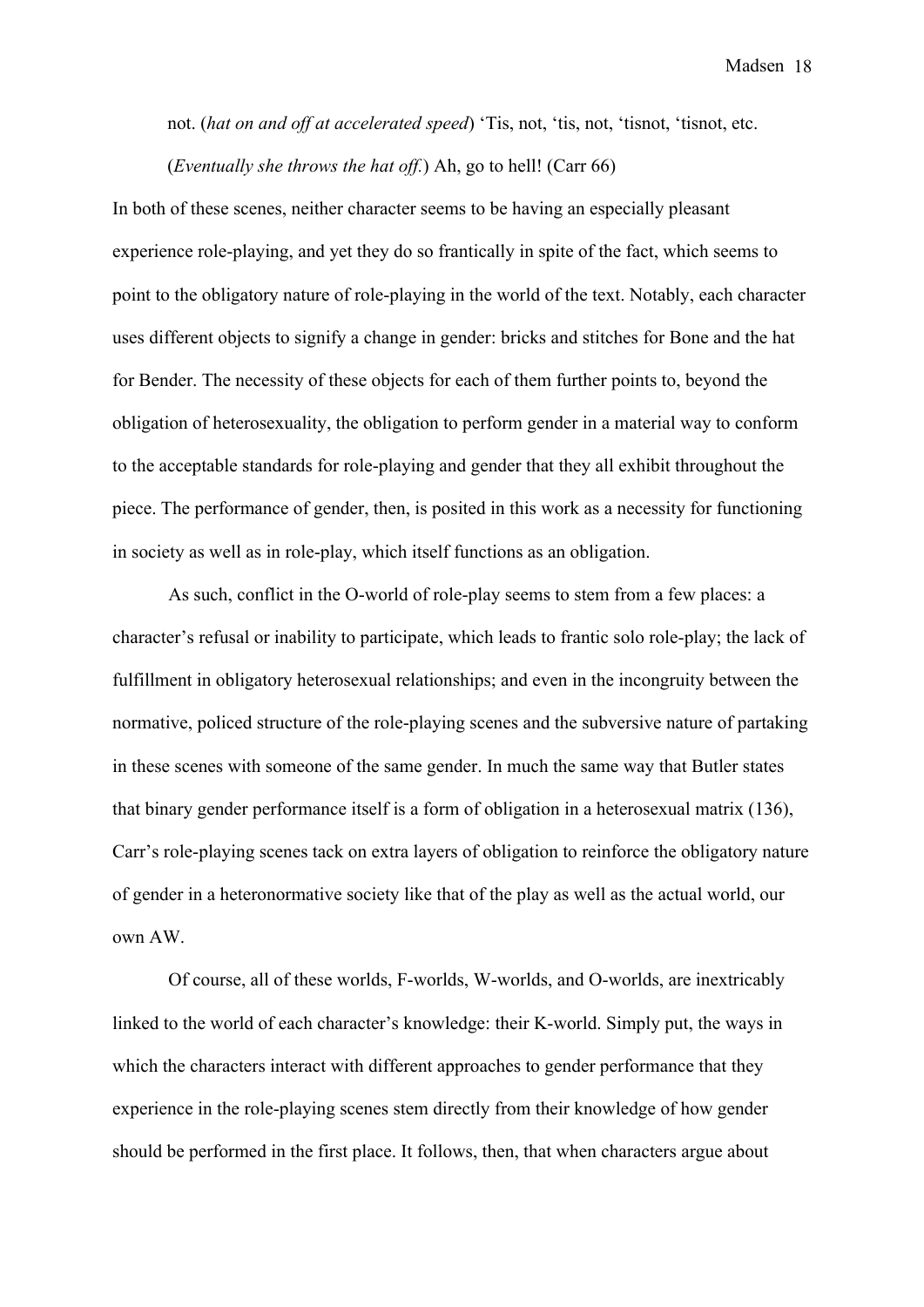not. (*hat on and off at accelerated speed*) 'Tis, not, 'tis, not, 'tisnot, 'tisnot, etc. (*Eventually she throws the hat off.*) Ah, go to hell! (Carr 66)

In both of these scenes, neither character seems to be having an especially pleasant experience role-playing, and yet they do so frantically in spite of the fact, which seems to point to the obligatory nature of role-playing in the world of the text. Notably, each character uses different objects to signify a change in gender: bricks and stitches for Bone and the hat for Bender. The necessity of these objects for each of them further points to, beyond the obligation of heterosexuality, the obligation to perform gender in a material way to conform to the acceptable standards for role-playing and gender that they all exhibit throughout the piece. The performance of gender, then, is posited in this work as a necessity for functioning in society as well as in role-play, which itself functions as an obligation.

As such, conflict in the O-world of role-play seems to stem from a few places: a character's refusal or inability to participate, which leads to frantic solo role-play; the lack of fulfillment in obligatory heterosexual relationships; and even in the incongruity between the normative, policed structure of the role-playing scenes and the subversive nature of partaking in these scenes with someone of the same gender. In much the same way that Butler states that binary gender performance itself is a form of obligation in a heterosexual matrix (136), Carr's role-playing scenes tack on extra layers of obligation to reinforce the obligatory nature of gender in a heteronormative society like that of the play as well as the actual world, our own AW.

Of course, all of these worlds, F-worlds, W-worlds, and O-worlds, are inextricably linked to the world of each character's knowledge: their K-world. Simply put, the ways in which the characters interact with different approaches to gender performance that they experience in the role-playing scenes stem directly from their knowledge of how gender should be performed in the first place. It follows, then, that when characters argue about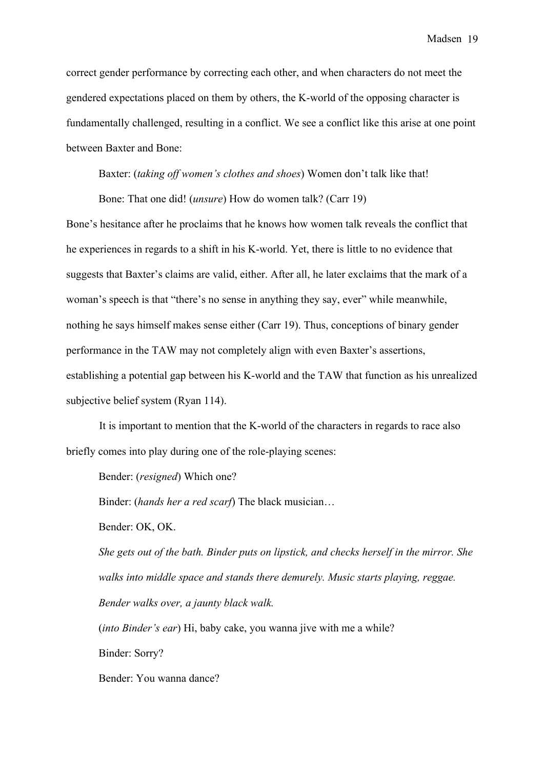correct gender performance by correcting each other, and when characters do not meet the gendered expectations placed on them by others, the K-world of the opposing character is fundamentally challenged, resulting in a conflict. We see a conflict like this arise at one point between Baxter and Bone:

> Baxter: (*taking off women's clothes and shoes*) Women don't talk like that!
>
> Bone: That one did! (*unsure*) How do women talk? (Carr 19)

Bone's hesitance after he proclaims that he knows how women talk reveals the conflict that he experiences in regards to a shift in his K-world. Yet, there is little to no evidence that suggests that Baxter's claims are valid, either. After all, he later exclaims that the mark of a woman's speech is that "there's no sense in anything they say, ever" while meanwhile, nothing he says himself makes sense either (Carr 19). Thus, conceptions of binary gender performance in the TAW may not completely align with even Baxter's assertions, establishing a potential gap between his K-world and the TAW that function as his unrealized subjective belief system (Ryan 114).

It is important to mention that the K-world of the characters in regards to race also briefly comes into play during one of the role-playing scenes:

> Bender: (*resigned*) Which one?
>
> Binder: (*hands her a red scarf*) The black musician…
>
> Bender: OK, OK.
>
> *She gets out of the bath. Binder puts on lipstick, and checks herself in the mirror. She walks into middle space and stands there demurely. Music starts playing, reggae. Bender walks over, a jaunty black walk.*
>
> (*into Binder's ear*) Hi, baby cake, you wanna jive with me a while?
>
> Binder: Sorry?
>
> Bender: You wanna dance?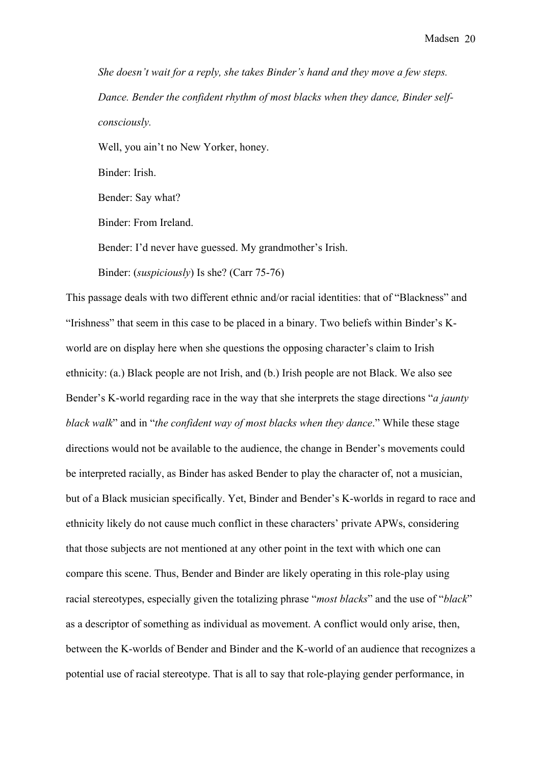*She doesn't wait for a reply, she takes Binder's hand and they move a few steps. Dance. Bender the confident rhythm of most blacks when they dance, Binder self-consciously.*

Well, you ain't no New Yorker, honey.

Binder: Irish.

Bender: Say what?

Binder: From Ireland.

Bender: I'd never have guessed. My grandmother's Irish.

Binder: (*suspiciously*) Is she? (Carr 75-76)

This passage deals with two different ethnic and/or racial identities: that of "Blackness" and "Irishness" that seem in this case to be placed in a binary. Two beliefs within Binder's K-world are on display here when she questions the opposing character's claim to Irish ethnicity: (a.) Black people are not Irish, and (b.) Irish people are not Black. We also see Bender's K-world regarding race in the way that she interprets the stage directions "*a jaunty black walk*" and in "*the confident way of most blacks when they dance*." While these stage directions would not be available to the audience, the change in Bender's movements could be interpreted racially, as Binder has asked Bender to play the character of, not a musician, but of a Black musician specifically. Yet, Binder and Bender's K-worlds in regard to race and ethnicity likely do not cause much conflict in these characters' private APWs, considering that those subjects are not mentioned at any other point in the text with which one can compare this scene. Thus, Bender and Binder are likely operating in this role-play using racial stereotypes, especially given the totalizing phrase "*most blacks*" and the use of "*black*" as a descriptor of something as individual as movement. A conflict would only arise, then, between the K-worlds of Bender and Binder and the K-world of an audience that recognizes a potential use of racial stereotype. That is all to say that role-playing gender performance, in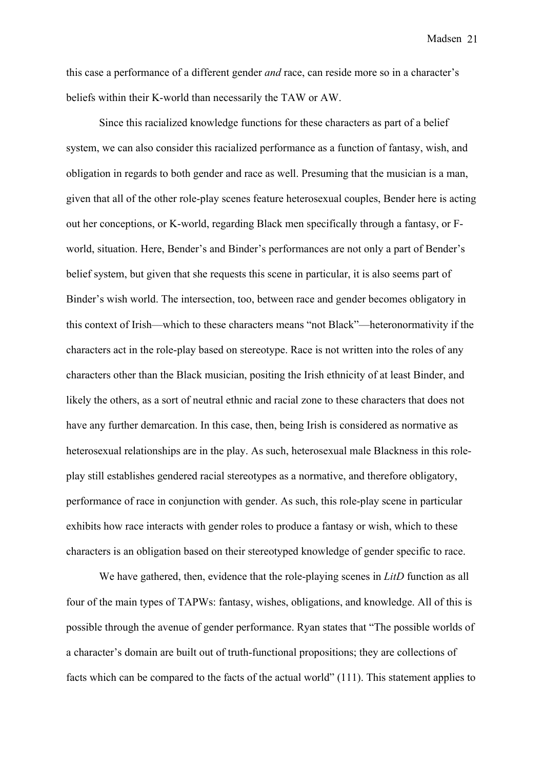this case a performance of a different gender *and* race, can reside more so in a character's beliefs within their K-world than necessarily the TAW or AW.

Since this racialized knowledge functions for these characters as part of a belief system, we can also consider this racialized performance as a function of fantasy, wish, and obligation in regards to both gender and race as well. Presuming that the musician is a man, given that all of the other role-play scenes feature heterosexual couples, Bender here is acting out her conceptions, or K-world, regarding Black men specifically through a fantasy, or F-world, situation. Here, Bender's and Binder's performances are not only a part of Bender's belief system, but given that she requests this scene in particular, it is also seems part of Binder's wish world. The intersection, too, between race and gender becomes obligatory in this context of Irish—which to these characters means "not Black"—heteronormativity if the characters act in the role-play based on stereotype. Race is not written into the roles of any characters other than the Black musician, positing the Irish ethnicity of at least Binder, and likely the others, as a sort of neutral ethnic and racial zone to these characters that does not have any further demarcation. In this case, then, being Irish is considered as normative as heterosexual relationships are in the play. As such, heterosexual male Blackness in this role-play still establishes gendered racial stereotypes as a normative, and therefore obligatory, performance of race in conjunction with gender. As such, this role-play scene in particular exhibits how race interacts with gender roles to produce a fantasy or wish, which to these characters is an obligation based on their stereotyped knowledge of gender specific to race.

We have gathered, then, evidence that the role-playing scenes in *LitD* function as all four of the main types of TAPWs: fantasy, wishes, obligations, and knowledge. All of this is possible through the avenue of gender performance. Ryan states that "The possible worlds of a character's domain are built out of truth-functional propositions; they are collections of facts which can be compared to the facts of the actual world" (111). This statement applies to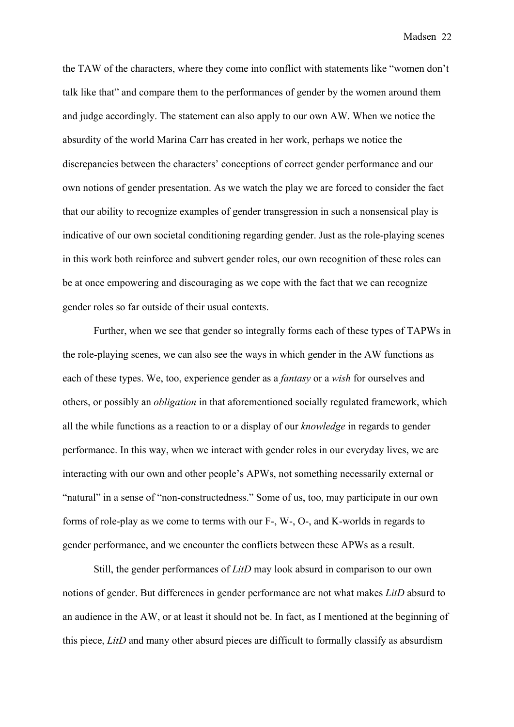the TAW of the characters, where they come into conflict with statements like "women don't talk like that" and compare them to the performances of gender by the women around them and judge accordingly. The statement can also apply to our own AW. When we notice the absurdity of the world Marina Carr has created in her work, perhaps we notice the discrepancies between the characters' conceptions of correct gender performance and our own notions of gender presentation. As we watch the play we are forced to consider the fact that our ability to recognize examples of gender transgression in such a nonsensical play is indicative of our own societal conditioning regarding gender. Just as the role-playing scenes in this work both reinforce and subvert gender roles, our own recognition of these roles can be at once empowering and discouraging as we cope with the fact that we can recognize gender roles so far outside of their usual contexts.

Further, when we see that gender so integrally forms each of these types of TAPWs in the role-playing scenes, we can also see the ways in which gender in the AW functions as each of these types. We, too, experience gender as a *fantasy* or a *wish* for ourselves and others, or possibly an *obligation* in that aforementioned socially regulated framework, which all the while functions as a reaction to or a display of our *knowledge* in regards to gender performance. In this way, when we interact with gender roles in our everyday lives, we are interacting with our own and other people's APWs, not something necessarily external or "natural" in a sense of "non-constructedness." Some of us, too, may participate in our own forms of role-play as we come to terms with our F-, W-, O-, and K-worlds in regards to gender performance, and we encounter the conflicts between these APWs as a result.

Still, the gender performances of *LitD* may look absurd in comparison to our own notions of gender. But differences in gender performance are not what makes *LitD* absurd to an audience in the AW, or at least it should not be. In fact, as I mentioned at the beginning of this piece, *LitD* and many other absurd pieces are difficult to formally classify as absurdism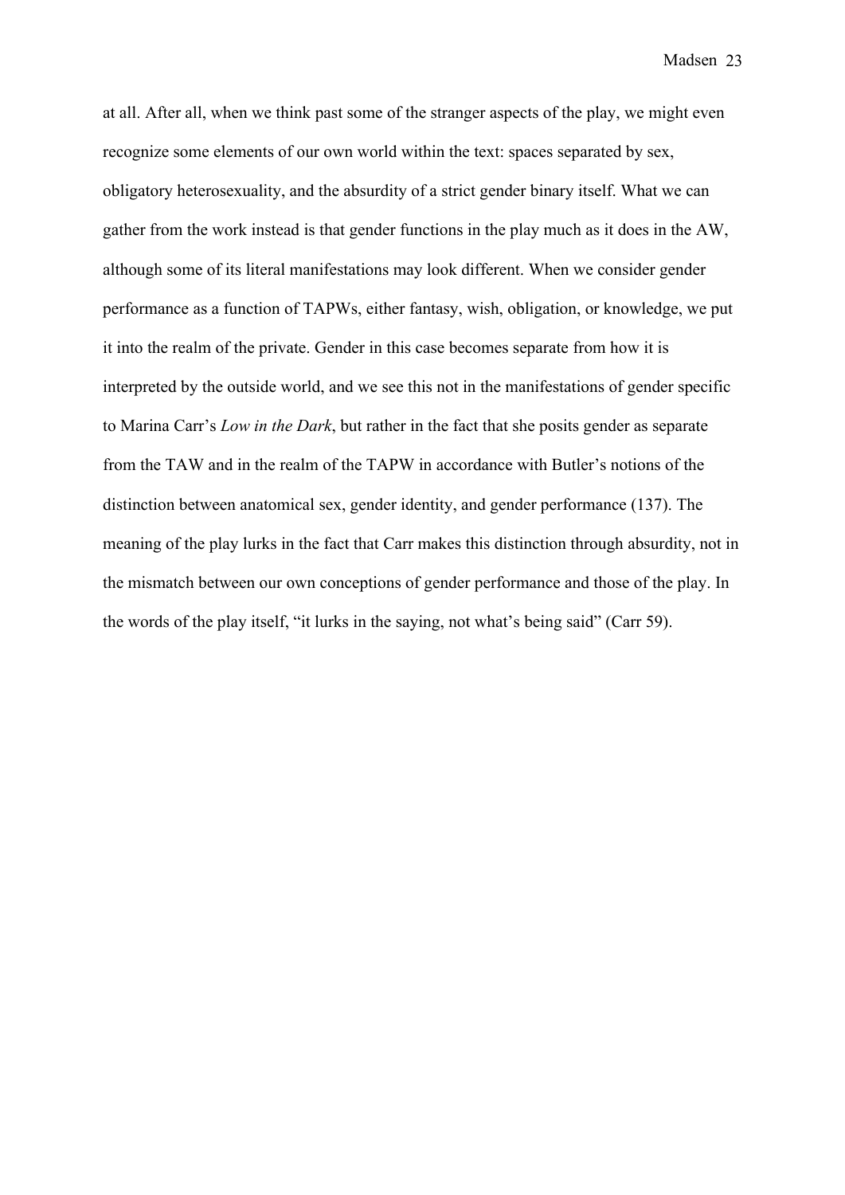at all. After all, when we think past some of the stranger aspects of the play, we might even recognize some elements of our own world within the text: spaces separated by sex, obligatory heterosexuality, and the absurdity of a strict gender binary itself. What we can gather from the work instead is that gender functions in the play much as it does in the AW, although some of its literal manifestations may look different. When we consider gender performance as a function of TAPWs, either fantasy, wish, obligation, or knowledge, we put it into the realm of the private. Gender in this case becomes separate from how it is interpreted by the outside world, and we see this not in the manifestations of gender specific to Marina Carr's *Low in the Dark*, but rather in the fact that she posits gender as separate from the TAW and in the realm of the TAPW in accordance with Butler's notions of the distinction between anatomical sex, gender identity, and gender performance (137). The meaning of the play lurks in the fact that Carr makes this distinction through absurdity, not in the mismatch between our own conceptions of gender performance and those of the play. In the words of the play itself, "it lurks in the saying, not what's being said" (Carr 59).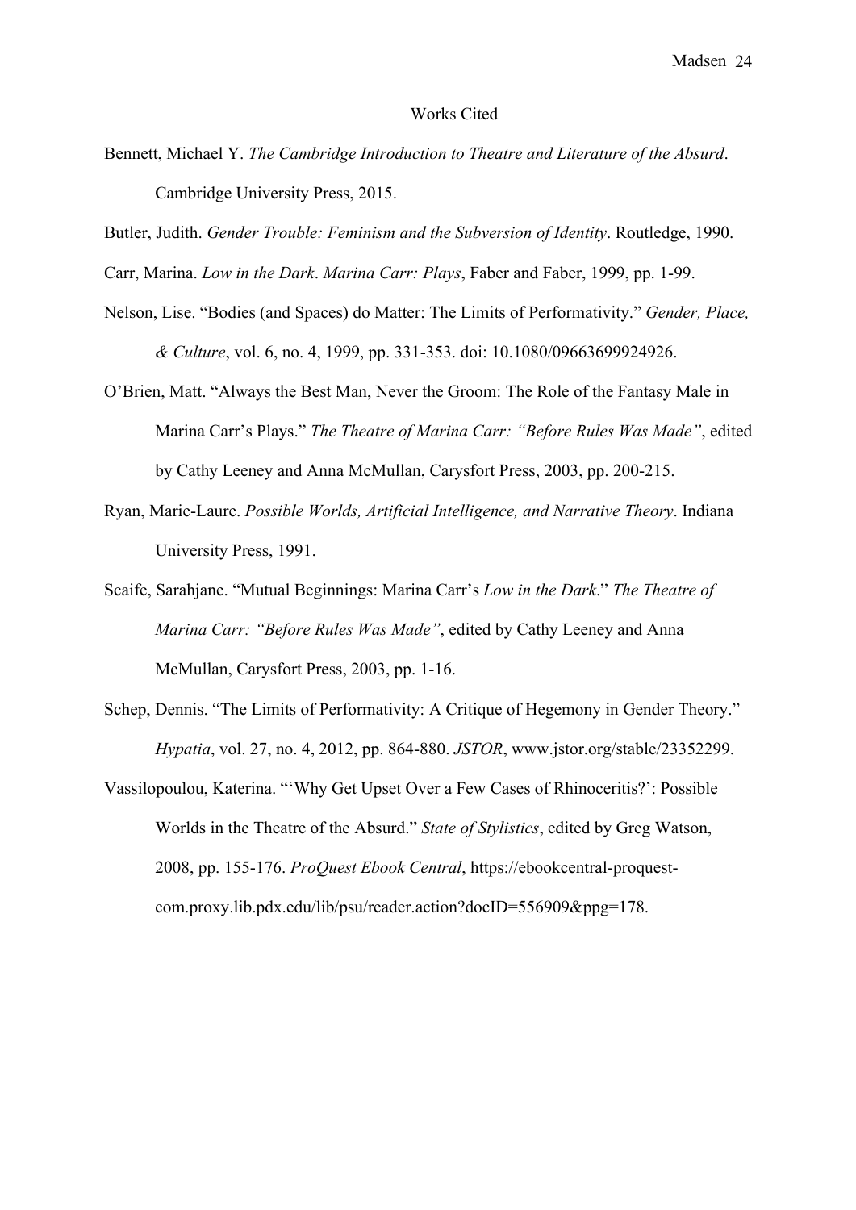# Works Cited

Bennett, Michael Y. *The Cambridge Introduction to Theatre and Literature of the Absurd*. Cambridge University Press, 2015.

Butler, Judith. *Gender Trouble: Feminism and the Subversion of Identity*. Routledge, 1990.

Carr, Marina. *Low in the Dark*. *Marina Carr: Plays*, Faber and Faber, 1999, pp. 1-99.

Nelson, Lise. "Bodies (and Spaces) do Matter: The Limits of Performativity." *Gender, Place, & Culture*, vol. 6, no. 4, 1999, pp. 331-353. doi: 10.1080/09663699924926.

O'Brien, Matt. "Always the Best Man, Never the Groom: The Role of the Fantasy Male in Marina Carr's Plays." *The Theatre of Marina Carr: "Before Rules Was Made"*, edited by Cathy Leeney and Anna McMullan, Carysfort Press, 2003, pp. 200-215.

Ryan, Marie-Laure. *Possible Worlds, Artificial Intelligence, and Narrative Theory*. Indiana University Press, 1991.

Scaife, Sarahjane. "Mutual Beginnings: Marina Carr's *Low in the Dark*." *The Theatre of Marina Carr: "Before Rules Was Made"*, edited by Cathy Leeney and Anna McMullan, Carysfort Press, 2003, pp. 1-16.

Schep, Dennis. "The Limits of Performativity: A Critique of Hegemony in Gender Theory." *Hypatia*, vol. 27, no. 4, 2012, pp. 864-880. *JSTOR*, www.jstor.org/stable/23352299.

Vassilopoulou, Katerina. "'Why Get Upset Over a Few Cases of Rhinoceritis?': Possible Worlds in the Theatre of the Absurd." *State of Stylistics*, edited by Greg Watson, 2008, pp. 155-176. *ProQuest Ebook Central*, https://ebookcentral-proquest-com.proxy.lib.pdx.edu/lib/psu/reader.action?docID=556909&ppg=178.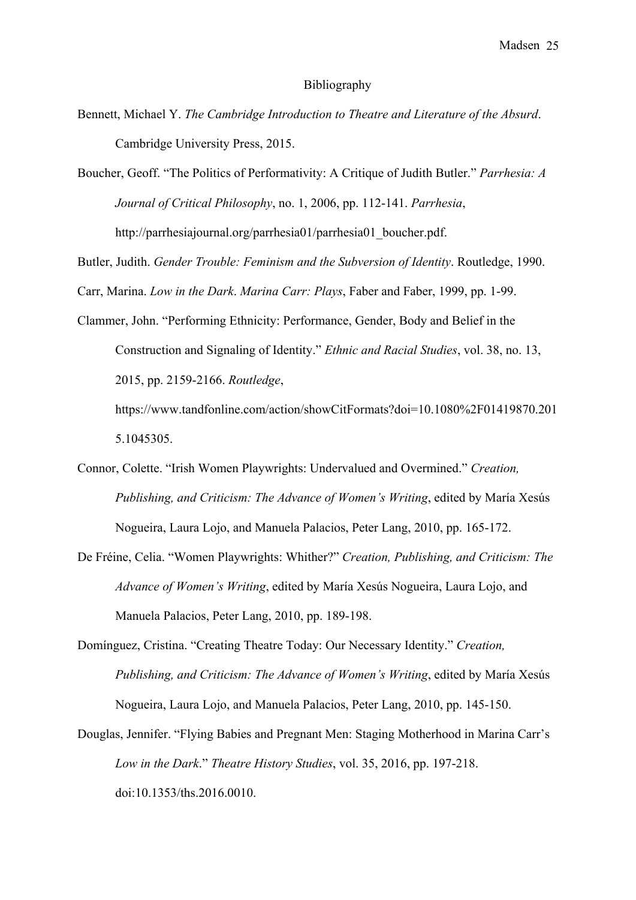# Bibliography

Bennett, Michael Y. *The Cambridge Introduction to Theatre and Literature of the Absurd*. Cambridge University Press, 2015.

Boucher, Geoff. "The Politics of Performativity: A Critique of Judith Butler." *Parrhesia: A Journal of Critical Philosophy*, no. 1, 2006, pp. 112-141. *Parrhesia*, http://parrhesiajournal.org/parrhesia01/parrhesia01_boucher.pdf.

Butler, Judith. *Gender Trouble: Feminism and the Subversion of Identity*. Routledge, 1990.

Carr, Marina. *Low in the Dark*. *Marina Carr: Plays*, Faber and Faber, 1999, pp. 1-99.

Clammer, John. "Performing Ethnicity: Performance, Gender, Body and Belief in the Construction and Signaling of Identity." *Ethnic and Racial Studies*, vol. 38, no. 13, 2015, pp. 2159-2166. *Routledge*, https://www.tandfonline.com/action/showCitFormats?doi=10.1080%2F01419870.2015.1045305.

Connor, Colette. "Irish Women Playwrights: Undervalued and Overmined." *Creation, Publishing, and Criticism: The Advance of Women's Writing*, edited by María Xesús Nogueira, Laura Lojo, and Manuela Palacios, Peter Lang, 2010, pp. 165-172.

De Fréine, Celia. "Women Playwrights: Whither?" *Creation, Publishing, and Criticism: The Advance of Women's Writing*, edited by María Xesús Nogueira, Laura Lojo, and Manuela Palacios, Peter Lang, 2010, pp. 189-198.

Domínguez, Cristina. "Creating Theatre Today: Our Necessary Identity." *Creation, Publishing, and Criticism: The Advance of Women's Writing*, edited by María Xesús Nogueira, Laura Lojo, and Manuela Palacios, Peter Lang, 2010, pp. 145-150.

Douglas, Jennifer. "Flying Babies and Pregnant Men: Staging Motherhood in Marina Carr's *Low in the Dark*." *Theatre History Studies*, vol. 35, 2016, pp. 197-218. doi:10.1353/ths.2016.0010.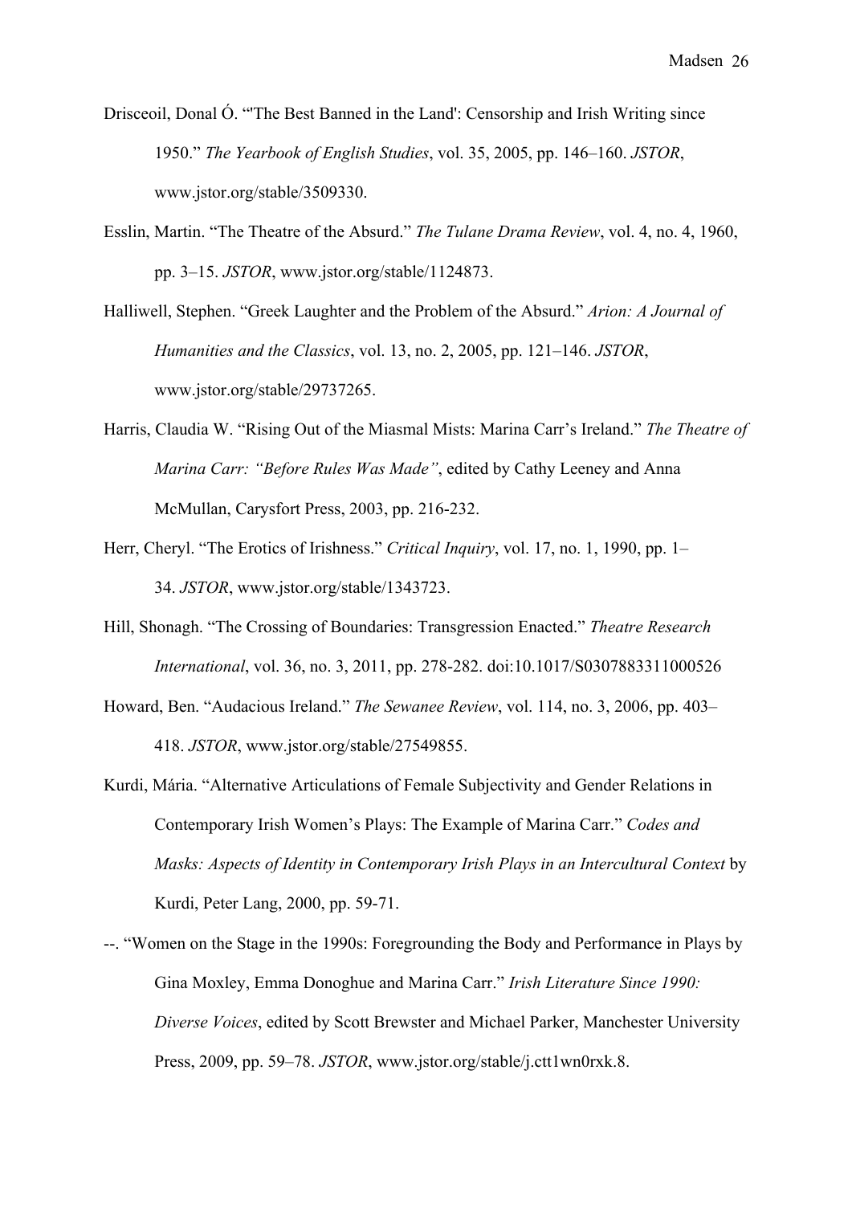Drisceoil, Donal Ó. "'The Best Banned in the Land': Censorship and Irish Writing since 1950." *The Yearbook of English Studies*, vol. 35, 2005, pp. 146–160. *JSTOR*, www.jstor.org/stable/3509330.

Esslin, Martin. "The Theatre of the Absurd." *The Tulane Drama Review*, vol. 4, no. 4, 1960, pp. 3–15. *JSTOR*, www.jstor.org/stable/1124873.

Halliwell, Stephen. "Greek Laughter and the Problem of the Absurd." *Arion: A Journal of Humanities and the Classics*, vol. 13, no. 2, 2005, pp. 121–146. *JSTOR*, www.jstor.org/stable/29737265.

Harris, Claudia W. "Rising Out of the Miasmal Mists: Marina Carr's Ireland." *The Theatre of Marina Carr: "Before Rules Was Made"*, edited by Cathy Leeney and Anna McMullan, Carysfort Press, 2003, pp. 216-232.

Herr, Cheryl. "The Erotics of Irishness." *Critical Inquiry*, vol. 17, no. 1, 1990, pp. 1–34. *JSTOR*, www.jstor.org/stable/1343723.

Hill, Shonagh. "The Crossing of Boundaries: Transgression Enacted." *Theatre Research International*, vol. 36, no. 3, 2011, pp. 278-282. doi:10.1017/S0307883311000526

Howard, Ben. "Audacious Ireland." *The Sewanee Review*, vol. 114, no. 3, 2006, pp. 403–418. *JSTOR*, www.jstor.org/stable/27549855.

Kurdi, Mária. "Alternative Articulations of Female Subjectivity and Gender Relations in Contemporary Irish Women's Plays: The Example of Marina Carr." *Codes and Masks: Aspects of Identity in Contemporary Irish Plays in an Intercultural Context* by Kurdi, Peter Lang, 2000, pp. 59-71.

--. "Women on the Stage in the 1990s: Foregrounding the Body and Performance in Plays by Gina Moxley, Emma Donoghue and Marina Carr." *Irish Literature Since 1990: Diverse Voices*, edited by Scott Brewster and Michael Parker, Manchester University Press, 2009, pp. 59–78. *JSTOR*, www.jstor.org/stable/j.ctt1wn0rxk.8.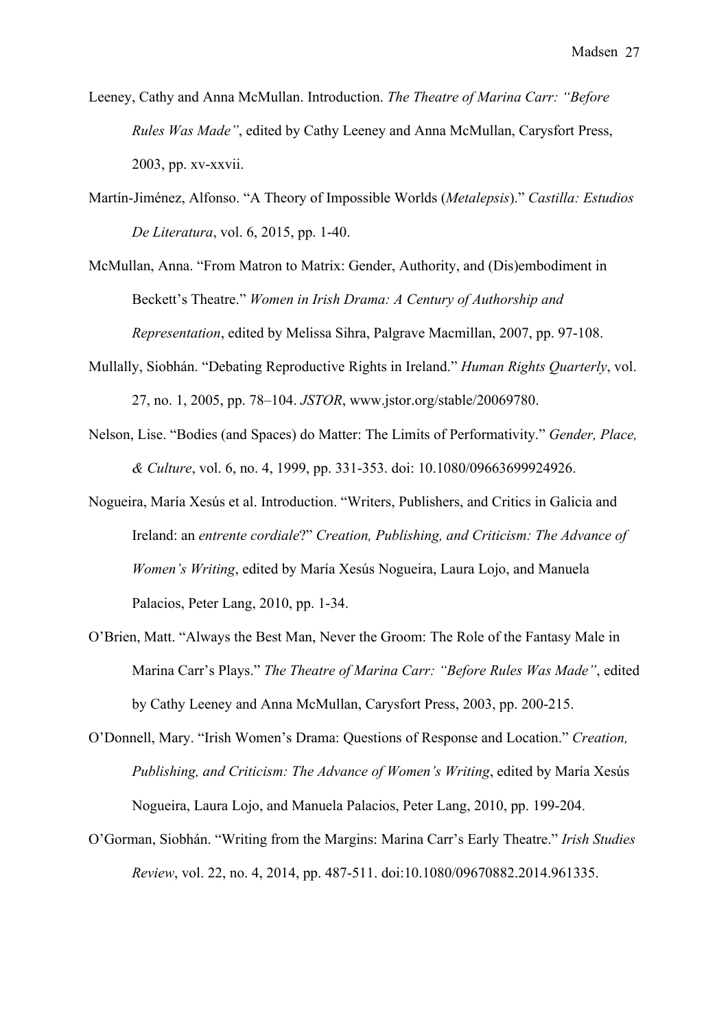Leeney, Cathy and Anna McMullan. Introduction. *The Theatre of Marina Carr: "Before Rules Was Made"*, edited by Cathy Leeney and Anna McMullan, Carysfort Press, 2003, pp. xv-xxvii.

Martín-Jiménez, Alfonso. "A Theory of Impossible Worlds (*Metalepsis*)." *Castilla: Estudios De Literatura*, vol. 6, 2015, pp. 1-40.

McMullan, Anna. "From Matron to Matrix: Gender, Authority, and (Dis)embodiment in Beckett's Theatre." *Women in Irish Drama: A Century of Authorship and Representation*, edited by Melissa Sihra, Palgrave Macmillan, 2007, pp. 97-108.

Mullally, Siobhán. "Debating Reproductive Rights in Ireland." *Human Rights Quarterly*, vol. 27, no. 1, 2005, pp. 78–104. *JSTOR*, www.jstor.org/stable/20069780.

Nelson, Lise. "Bodies (and Spaces) do Matter: The Limits of Performativity." *Gender, Place, & Culture*, vol. 6, no. 4, 1999, pp. 331-353. doi: 10.1080/09663699924926.

Nogueira, María Xesús et al. Introduction. "Writers, Publishers, and Critics in Galicia and Ireland: an *entrente cordiale*?" *Creation, Publishing, and Criticism: The Advance of Women's Writing*, edited by María Xesús Nogueira, Laura Lojo, and Manuela Palacios, Peter Lang, 2010, pp. 1-34.

O'Brien, Matt. "Always the Best Man, Never the Groom: The Role of the Fantasy Male in Marina Carr's Plays." *The Theatre of Marina Carr: "Before Rules Was Made"*, edited by Cathy Leeney and Anna McMullan, Carysfort Press, 2003, pp. 200-215.

O'Donnell, Mary. "Irish Women's Drama: Questions of Response and Location." *Creation, Publishing, and Criticism: The Advance of Women's Writing*, edited by María Xesús Nogueira, Laura Lojo, and Manuela Palacios, Peter Lang, 2010, pp. 199-204.

O'Gorman, Siobhán. "Writing from the Margins: Marina Carr's Early Theatre." *Irish Studies Review*, vol. 22, no. 4, 2014, pp. 487-511. doi:10.1080/09670882.2014.961335.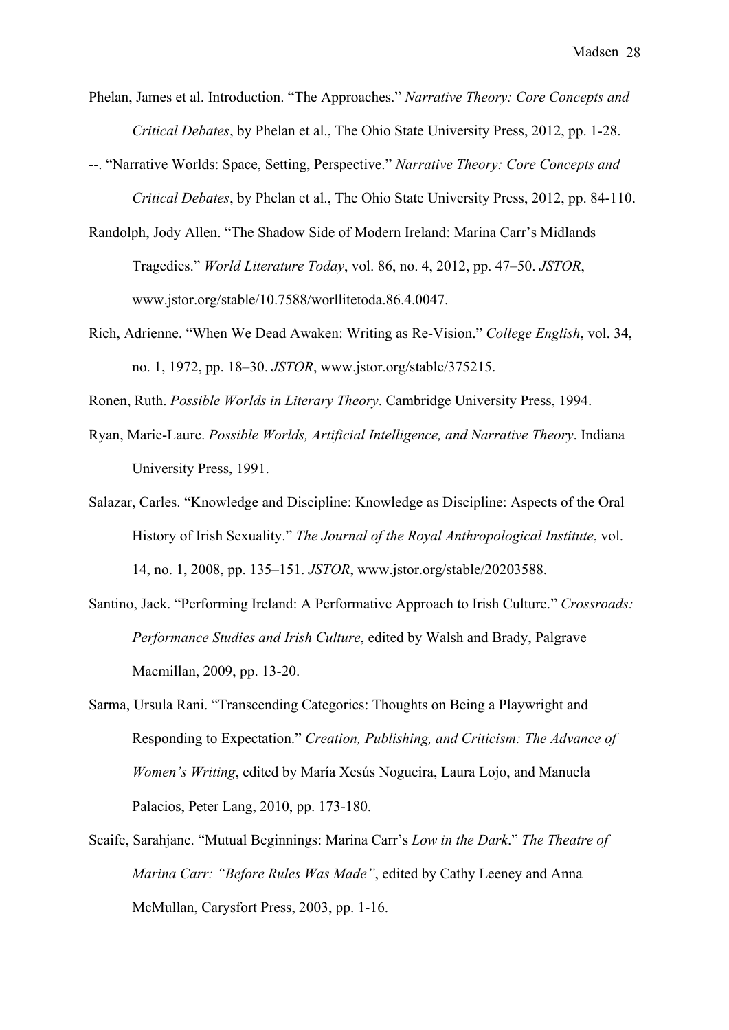Phelan, James et al. Introduction. "The Approaches." *Narrative Theory: Core Concepts and Critical Debates*, by Phelan et al., The Ohio State University Press, 2012, pp. 1-28.

--. "Narrative Worlds: Space, Setting, Perspective." *Narrative Theory: Core Concepts and Critical Debates*, by Phelan et al., The Ohio State University Press, 2012, pp. 84-110.

Randolph, Jody Allen. "The Shadow Side of Modern Ireland: Marina Carr's Midlands Tragedies." *World Literature Today*, vol. 86, no. 4, 2012, pp. 47–50. *JSTOR*, www.jstor.org/stable/10.7588/worllitetoda.86.4.0047.

Rich, Adrienne. "When We Dead Awaken: Writing as Re-Vision." *College English*, vol. 34, no. 1, 1972, pp. 18–30. *JSTOR*, www.jstor.org/stable/375215.

Ronen, Ruth. *Possible Worlds in Literary Theory*. Cambridge University Press, 1994.

Ryan, Marie-Laure. *Possible Worlds, Artificial Intelligence, and Narrative Theory*. Indiana University Press, 1991.

Salazar, Carles. "Knowledge and Discipline: Knowledge as Discipline: Aspects of the Oral History of Irish Sexuality." *The Journal of the Royal Anthropological Institute*, vol. 14, no. 1, 2008, pp. 135–151. *JSTOR*, www.jstor.org/stable/20203588.

Santino, Jack. "Performing Ireland: A Performative Approach to Irish Culture." *Crossroads: Performance Studies and Irish Culture*, edited by Walsh and Brady, Palgrave Macmillan, 2009, pp. 13-20.

Sarma, Ursula Rani. "Transcending Categories: Thoughts on Being a Playwright and Responding to Expectation." *Creation, Publishing, and Criticism: The Advance of Women's Writing*, edited by María Xesús Nogueira, Laura Lojo, and Manuela Palacios, Peter Lang, 2010, pp. 173-180.

Scaife, Sarahjane. "Mutual Beginnings: Marina Carr's *Low in the Dark*." *The Theatre of Marina Carr: "Before Rules Was Made"*, edited by Cathy Leeney and Anna McMullan, Carysfort Press, 2003, pp. 1-16.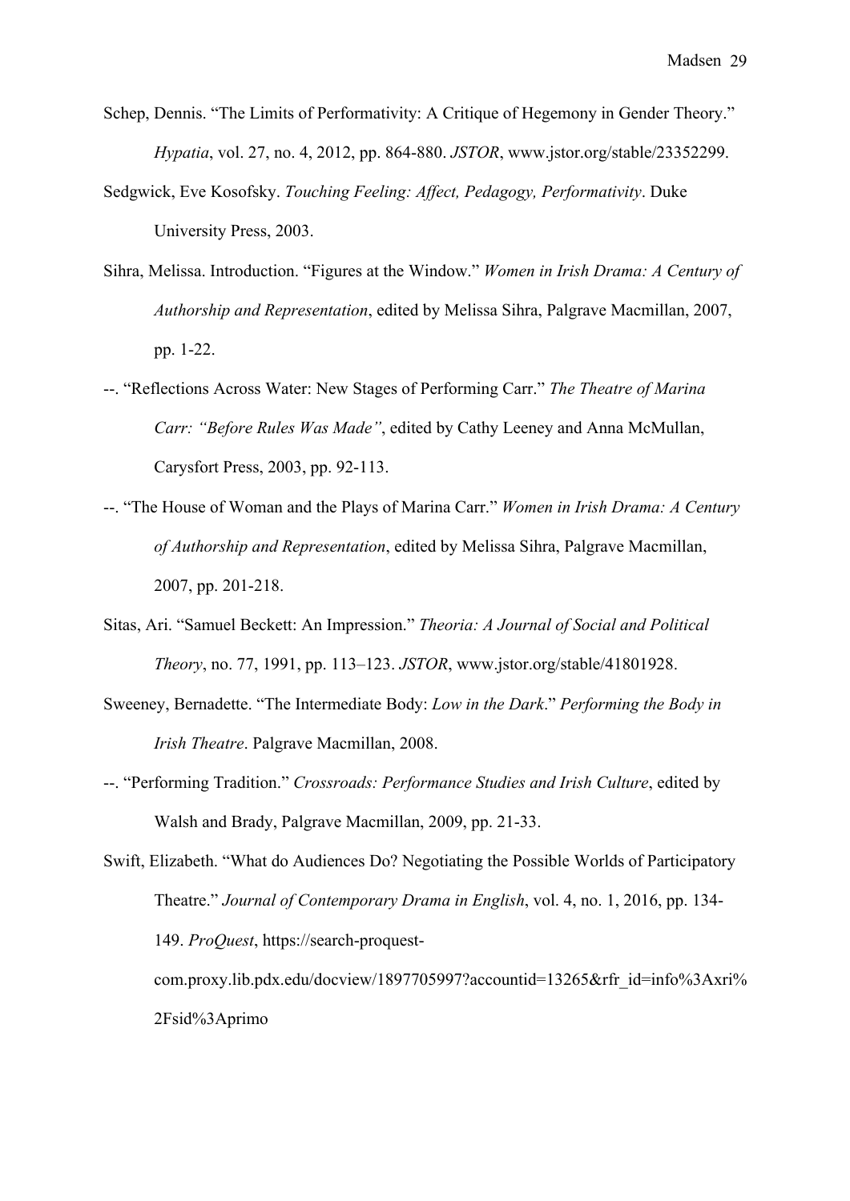Schep, Dennis. "The Limits of Performativity: A Critique of Hegemony in Gender Theory." *Hypatia*, vol. 27, no. 4, 2012, pp. 864-880. *JSTOR*, www.jstor.org/stable/23352299.

Sedgwick, Eve Kosofsky. *Touching Feeling: Affect, Pedagogy, Performativity*. Duke University Press, 2003.

Sihra, Melissa. Introduction. "Figures at the Window." *Women in Irish Drama: A Century of Authorship and Representation*, edited by Melissa Sihra, Palgrave Macmillan, 2007, pp. 1-22.

--. "Reflections Across Water: New Stages of Performing Carr." *The Theatre of Marina Carr: "Before Rules Was Made"*, edited by Cathy Leeney and Anna McMullan, Carysfort Press, 2003, pp. 92-113.

--. "The House of Woman and the Plays of Marina Carr." *Women in Irish Drama: A Century of Authorship and Representation*, edited by Melissa Sihra, Palgrave Macmillan, 2007, pp. 201-218.

Sitas, Ari. "Samuel Beckett: An Impression." *Theoria: A Journal of Social and Political Theory*, no. 77, 1991, pp. 113–123. *JSTOR*, www.jstor.org/stable/41801928.

Sweeney, Bernadette. "The Intermediate Body: *Low in the Dark*." *Performing the Body in Irish Theatre*. Palgrave Macmillan, 2008.

--. "Performing Tradition." *Crossroads: Performance Studies and Irish Culture*, edited by Walsh and Brady, Palgrave Macmillan, 2009, pp. 21-33.

Swift, Elizabeth. "What do Audiences Do? Negotiating the Possible Worlds of Participatory Theatre." *Journal of Contemporary Drama in English*, vol. 4, no. 1, 2016, pp. 134-149. *ProQuest*, https://search-proquest-com.proxy.lib.pdx.edu/docview/1897705997?accountid=13265&rfr_id=info%3Axri%2Fsid%3Aprimo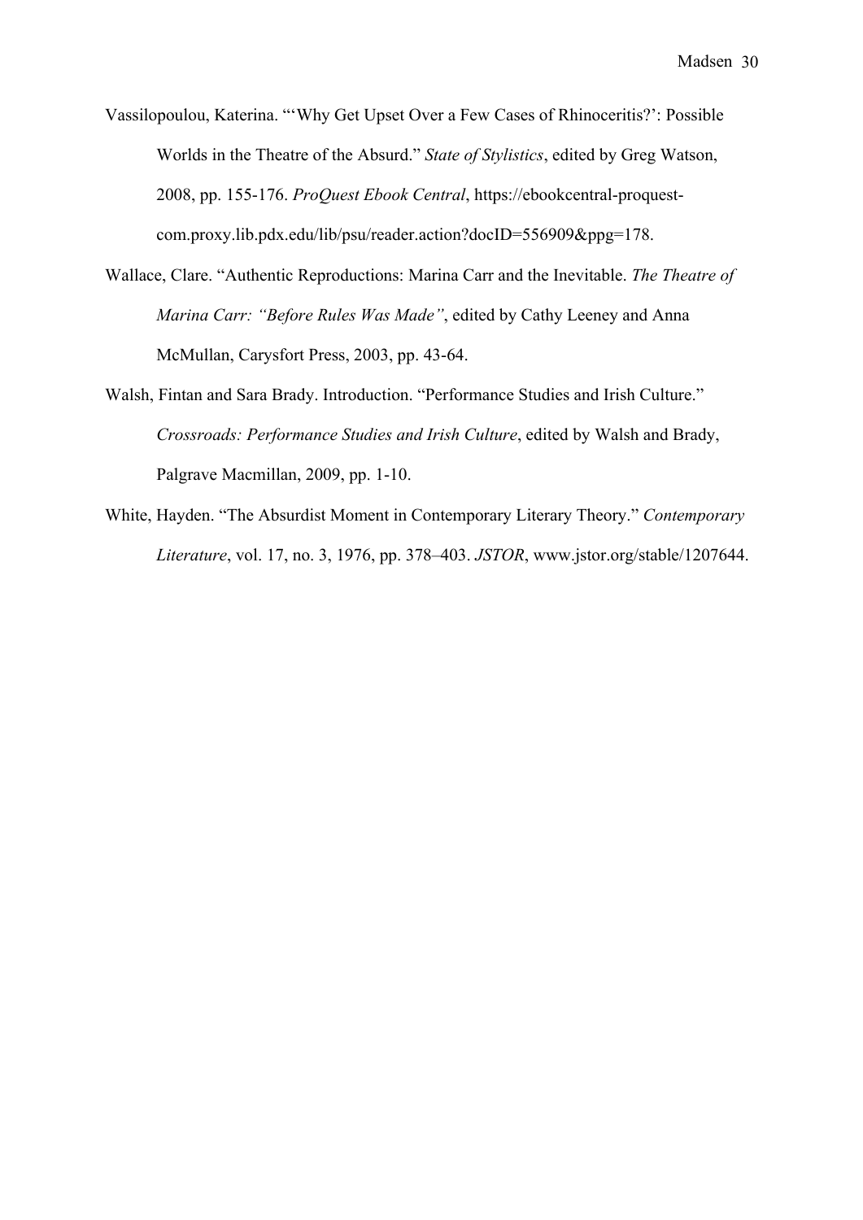Vassilopoulou, Katerina. "'Why Get Upset Over a Few Cases of Rhinoceritis?': Possible Worlds in the Theatre of the Absurd." *State of Stylistics*, edited by Greg Watson, 2008, pp. 155-176. *ProQuest Ebook Central*, https://ebookcentral-proquest-com.proxy.lib.pdx.edu/lib/psu/reader.action?docID=556909&ppg=178.

Wallace, Clare. "Authentic Reproductions: Marina Carr and the Inevitable. *The Theatre of Marina Carr: "Before Rules Was Made"*, edited by Cathy Leeney and Anna McMullan, Carysfort Press, 2003, pp. 43-64.

Walsh, Fintan and Sara Brady. Introduction. "Performance Studies and Irish Culture." *Crossroads: Performance Studies and Irish Culture*, edited by Walsh and Brady, Palgrave Macmillan, 2009, pp. 1-10.

White, Hayden. "The Absurdist Moment in Contemporary Literary Theory." *Contemporary Literature*, vol. 17, no. 3, 1976, pp. 378–403. *JSTOR*, www.jstor.org/stable/1207644.